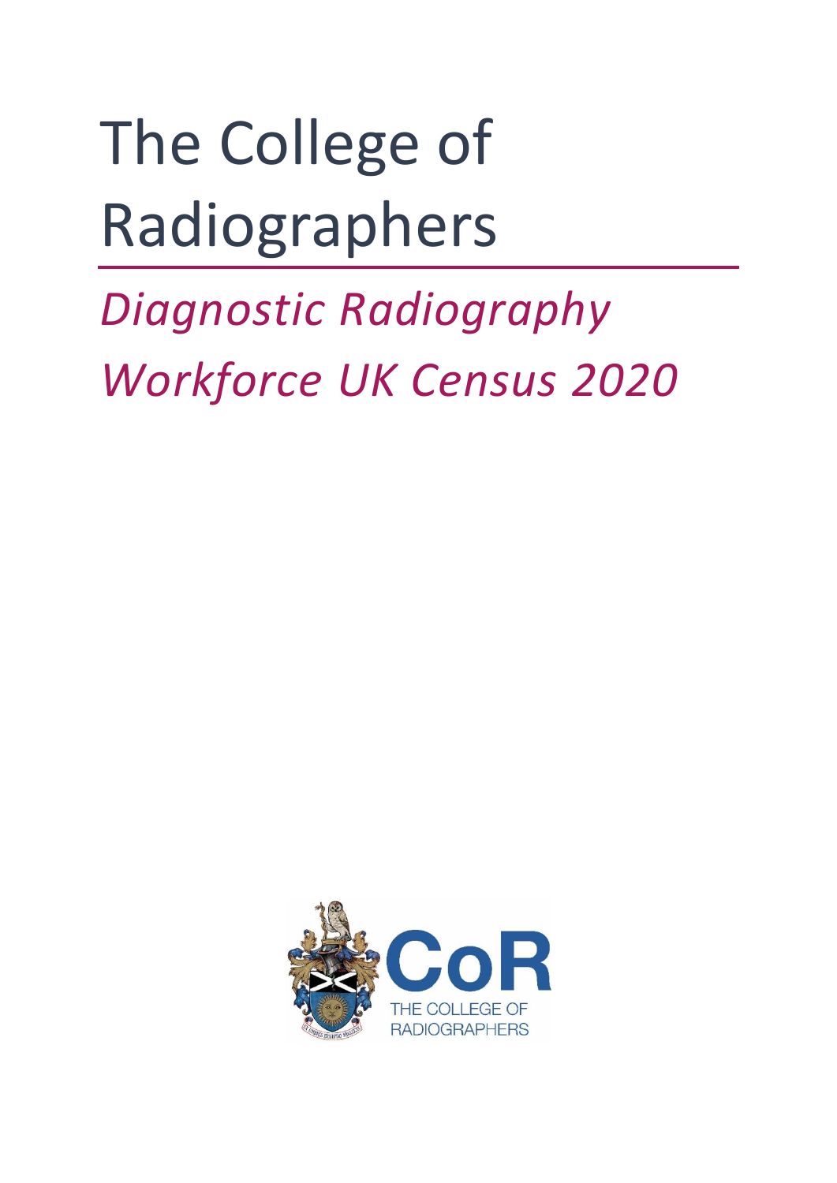# The College of Radiographers

## *Diagnostic Radiography Workforce UK Census 2020*

CoR

THE COLLEGE OF RADIOGRAPHERS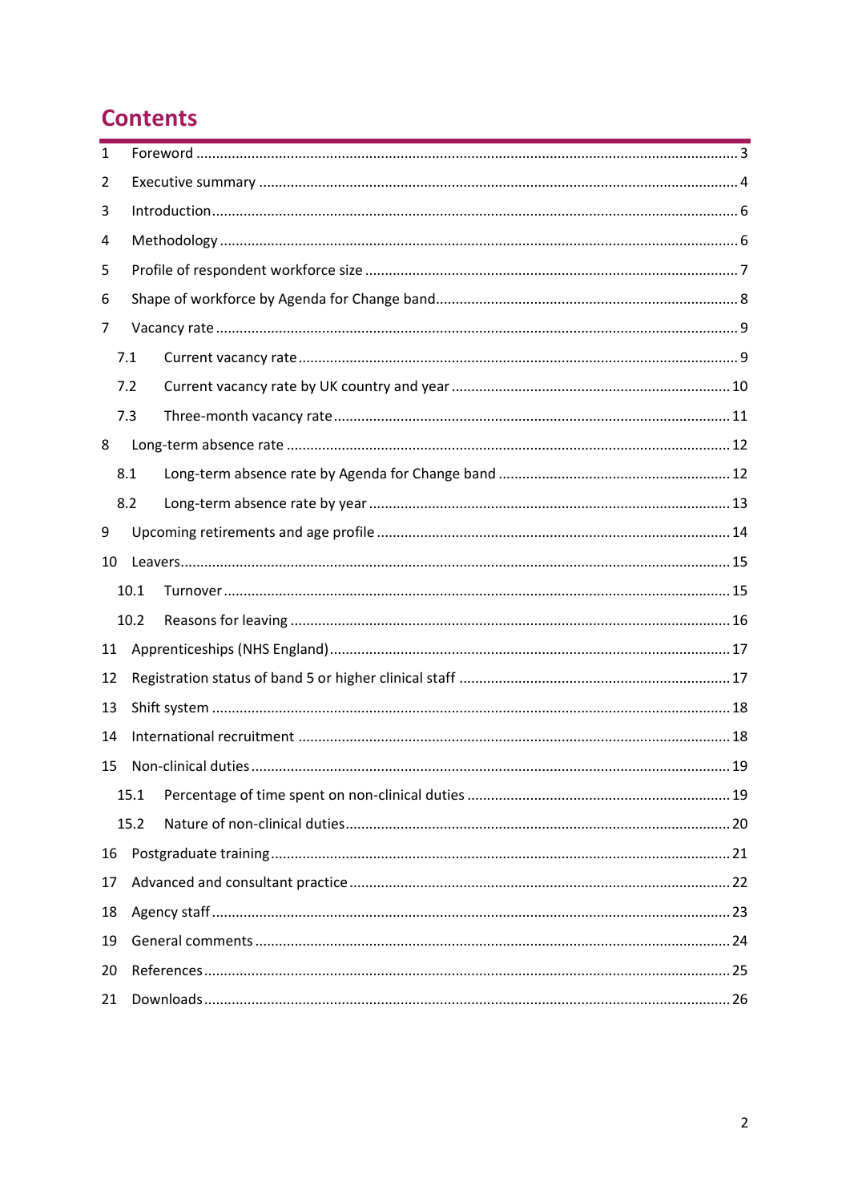# Contents

1 Foreword ........ 3

2 Executive summary ........ 4

3 Introduction ........ 6

4 Methodology ........ 6

5 Profile of respondent workforce size ........ 7

6 Shape of workforce by Agenda for Change band ........ 8

7 Vacancy rate ........ 9

- 7.1 Current vacancy rate ........ 9
- 7.2 Current vacancy rate by UK country and year ........ 10
- 7.3 Three-month vacancy rate ........ 11

8 Long-term absence rate ........ 12

- 8.1 Long-term absence rate by Agenda for Change band ........ 12
- 8.2 Long-term absence rate by year ........ 13

9 Upcoming retirements and age profile ........ 14

10 Leavers ........ 15

- 10.1 Turnover ........ 15
- 10.2 Reasons for leaving ........ 16

11 Apprenticeships (NHS England) ........ 17

12 Registration status of band 5 or higher clinical staff ........ 17

13 Shift system ........ 18

14 International recruitment ........ 18

15 Non-clinical duties ........ 19

- 15.1 Percentage of time spent on non-clinical duties ........ 19
- 15.2 Nature of non-clinical duties ........ 20

16 Postgraduate training ........ 21

17 Advanced and consultant practice ........ 22

18 Agency staff ........ 23

19 General comments ........ 24

20 References ........ 25

21 Downloads ........ 26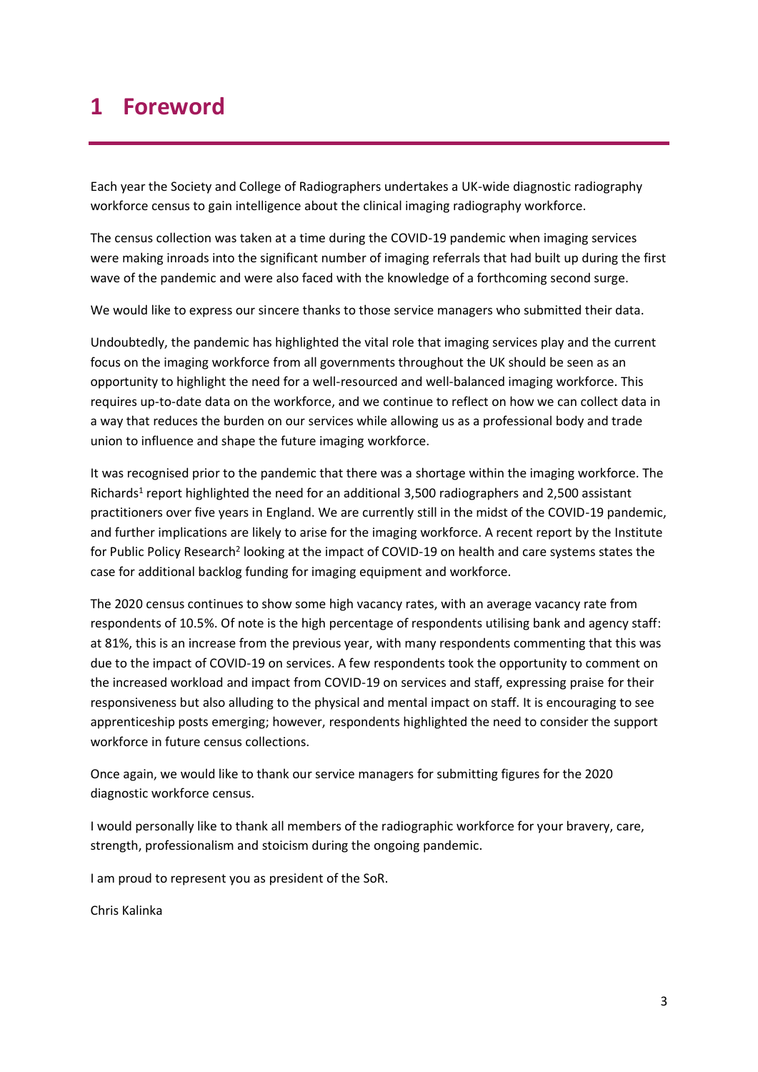# 1 Foreword

Each year the Society and College of Radiographers undertakes a UK-wide diagnostic radiography workforce census to gain intelligence about the clinical imaging radiography workforce.

The census collection was taken at a time during the COVID-19 pandemic when imaging services were making inroads into the significant number of imaging referrals that had built up during the first wave of the pandemic and were also faced with the knowledge of a forthcoming second surge.

We would like to express our sincere thanks to those service managers who submitted their data.

Undoubtedly, the pandemic has highlighted the vital role that imaging services play and the current focus on the imaging workforce from all governments throughout the UK should be seen as an opportunity to highlight the need for a well-resourced and well-balanced imaging workforce. This requires up-to-date data on the workforce, and we continue to reflect on how we can collect data in a way that reduces the burden on our services while allowing us as a professional body and trade union to influence and shape the future imaging workforce.

It was recognised prior to the pandemic that there was a shortage within the imaging workforce. The Richards[1] report highlighted the need for an additional 3,500 radiographers and 2,500 assistant practitioners over five years in England. We are currently still in the midst of the COVID-19 pandemic, and further implications are likely to arise for the imaging workforce. A recent report by the Institute for Public Policy Research[2] looking at the impact of COVID-19 on health and care systems states the case for additional backlog funding for imaging equipment and workforce.

The 2020 census continues to show some high vacancy rates, with an average vacancy rate from respondents of 10.5%. Of note is the high percentage of respondents utilising bank and agency staff: at 81%, this is an increase from the previous year, with many respondents commenting that this was due to the impact of COVID-19 on services. A few respondents took the opportunity to comment on the increased workload and impact from COVID-19 on services and staff, expressing praise for their responsiveness but also alluding to the physical and mental impact on staff. It is encouraging to see apprenticeship posts emerging; however, respondents highlighted the need to consider the support workforce in future census collections.

Once again, we would like to thank our service managers for submitting figures for the 2020 diagnostic workforce census.

I would personally like to thank all members of the radiographic workforce for your bravery, care, strength, professionalism and stoicism during the ongoing pandemic.

I am proud to represent you as president of the SoR.

Chris Kalinka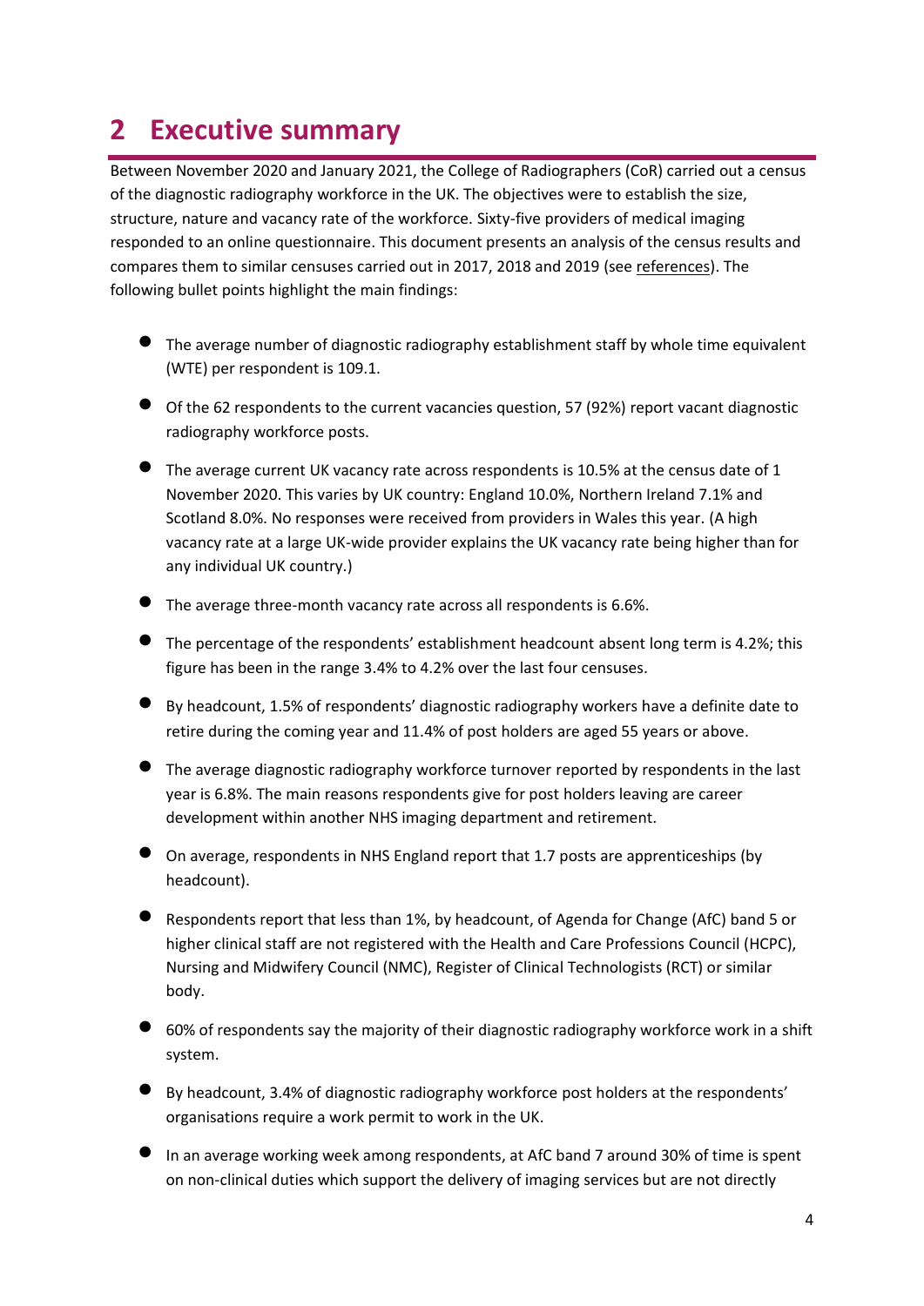## 2 Executive summary

Between November 2020 and January 2021, the College of Radiographers (CoR) carried out a census of the diagnostic radiography workforce in the UK. The objectives were to establish the size, structure, nature and vacancy rate of the workforce. Sixty-five providers of medical imaging responded to an online questionnaire. This document presents an analysis of the census results and compares them to similar censuses carried out in 2017, 2018 and 2019 (see references). The following bullet points highlight the main findings:

- The average number of diagnostic radiography establishment staff by whole time equivalent (WTE) per respondent is 109.1.
- Of the 62 respondents to the current vacancies question, 57 (92%) report vacant diagnostic radiography workforce posts.
- The average current UK vacancy rate across respondents is 10.5% at the census date of 1 November 2020. This varies by UK country: England 10.0%, Northern Ireland 7.1% and Scotland 8.0%. No responses were received from providers in Wales this year. (A high vacancy rate at a large UK-wide provider explains the UK vacancy rate being higher than for any individual UK country.)
- The average three-month vacancy rate across all respondents is 6.6%.
- The percentage of the respondents' establishment headcount absent long term is 4.2%; this figure has been in the range 3.4% to 4.2% over the last four censuses.
- By headcount, 1.5% of respondents' diagnostic radiography workers have a definite date to retire during the coming year and 11.4% of post holders are aged 55 years or above.
- The average diagnostic radiography workforce turnover reported by respondents in the last year is 6.8%. The main reasons respondents give for post holders leaving are career development within another NHS imaging department and retirement.
- On average, respondents in NHS England report that 1.7 posts are apprenticeships (by headcount).
- Respondents report that less than 1%, by headcount, of Agenda for Change (AfC) band 5 or higher clinical staff are not registered with the Health and Care Professions Council (HCPC), Nursing and Midwifery Council (NMC), Register of Clinical Technologists (RCT) or similar body.
- 60% of respondents say the majority of their diagnostic radiography workforce work in a shift system.
- By headcount, 3.4% of diagnostic radiography workforce post holders at the respondents' organisations require a work permit to work in the UK.
- In an average working week among respondents, at AfC band 7 around 30% of time is spent on non-clinical duties which support the delivery of imaging services but are not directly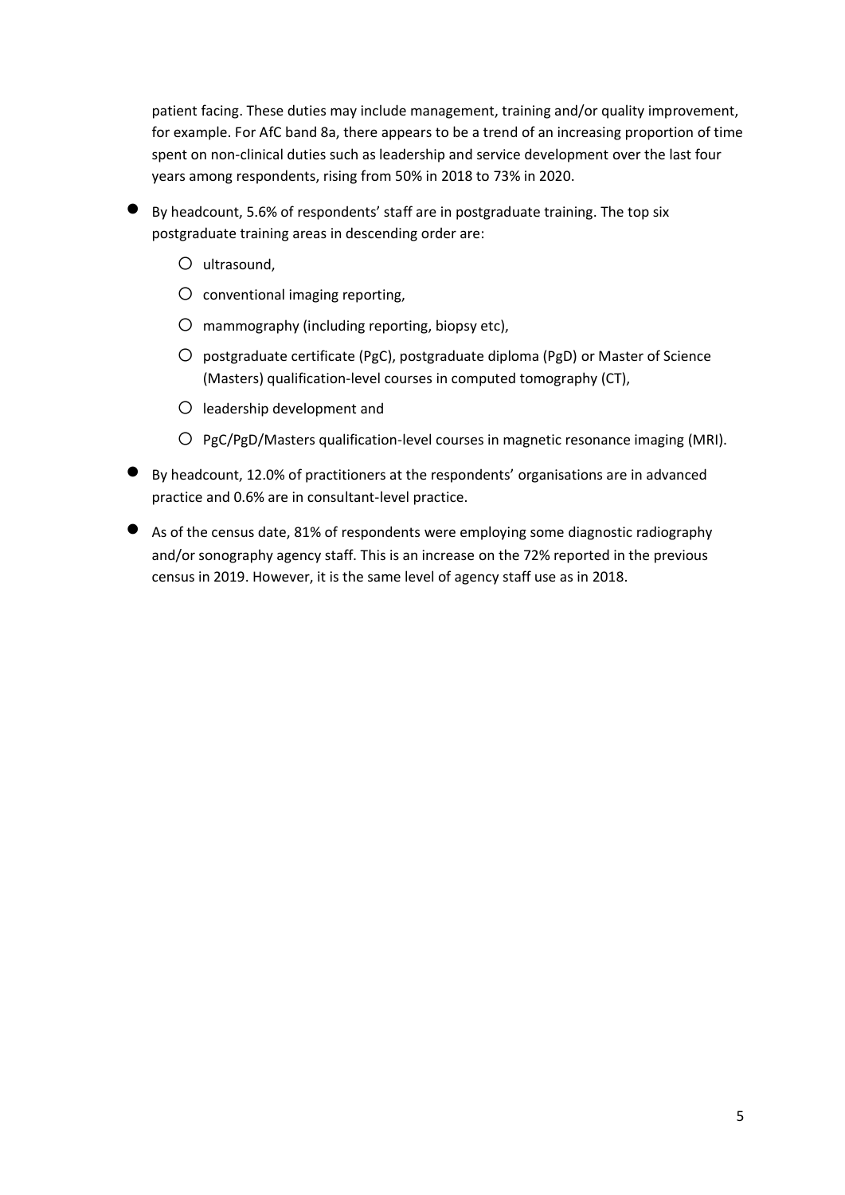patient facing. These duties may include management, training and/or quality improvement, for example. For AfC band 8a, there appears to be a trend of an increasing proportion of time spent on non-clinical duties such as leadership and service development over the last four years among respondents, rising from 50% in 2018 to 73% in 2020.

- By headcount, 5.6% of respondents' staff are in postgraduate training. The top six postgraduate training areas in descending order are:
    - ultrasound,
    - conventional imaging reporting,
    - mammography (including reporting, biopsy etc),
    - postgraduate certificate (PgC), postgraduate diploma (PgD) or Master of Science (Masters) qualification-level courses in computed tomography (CT),
    - leadership development and
    - PgC/PgD/Masters qualification-level courses in magnetic resonance imaging (MRI).
- By headcount, 12.0% of practitioners at the respondents' organisations are in advanced practice and 0.6% are in consultant-level practice.
- As of the census date, 81% of respondents were employing some diagnostic radiography and/or sonography agency staff. This is an increase on the 72% reported in the previous census in 2019. However, it is the same level of agency staff use as in 2018.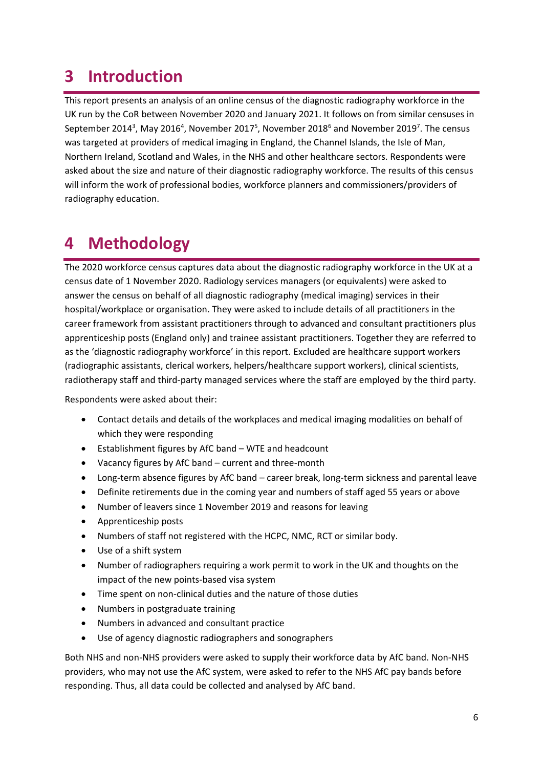# 3 Introduction

This report presents an analysis of an online census of the diagnostic radiography workforce in the UK run by the CoR between November 2020 and January 2021. It follows on from similar censuses in September 2014[3], May 2016[4], November 2017[5], November 2018[6] and November 2019[7]. The census was targeted at providers of medical imaging in England, the Channel Islands, the Isle of Man, Northern Ireland, Scotland and Wales, in the NHS and other healthcare sectors. Respondents were asked about the size and nature of their diagnostic radiography workforce. The results of this census will inform the work of professional bodies, workforce planners and commissioners/providers of radiography education.

# 4 Methodology

The 2020 workforce census captures data about the diagnostic radiography workforce in the UK at a census date of 1 November 2020. Radiology services managers (or equivalents) were asked to answer the census on behalf of all diagnostic radiography (medical imaging) services in their hospital/workplace or organisation. They were asked to include details of all practitioners in the career framework from assistant practitioners through to advanced and consultant practitioners plus apprenticeship posts (England only) and trainee assistant practitioners. Together they are referred to as the 'diagnostic radiography workforce' in this report. Excluded are healthcare support workers (radiographic assistants, clerical workers, helpers/healthcare support workers), clinical scientists, radiotherapy staff and third-party managed services where the staff are employed by the third party.

Respondents were asked about their:

- Contact details and details of the workplaces and medical imaging modalities on behalf of which they were responding
- Establishment figures by AfC band – WTE and headcount
- Vacancy figures by AfC band – current and three-month
- Long-term absence figures by AfC band – career break, long-term sickness and parental leave
- Definite retirements due in the coming year and numbers of staff aged 55 years or above
- Number of leavers since 1 November 2019 and reasons for leaving
- Apprenticeship posts
- Numbers of staff not registered with the HCPC, NMC, RCT or similar body.
- Use of a shift system
- Number of radiographers requiring a work permit to work in the UK and thoughts on the impact of the new points-based visa system
- Time spent on non-clinical duties and the nature of those duties
- Numbers in postgraduate training
- Numbers in advanced and consultant practice
- Use of agency diagnostic radiographers and sonographers

Both NHS and non-NHS providers were asked to supply their workforce data by AfC band. Non-NHS providers, who may not use the AfC system, were asked to refer to the NHS AfC pay bands before responding. Thus, all data could be collected and analysed by AfC band.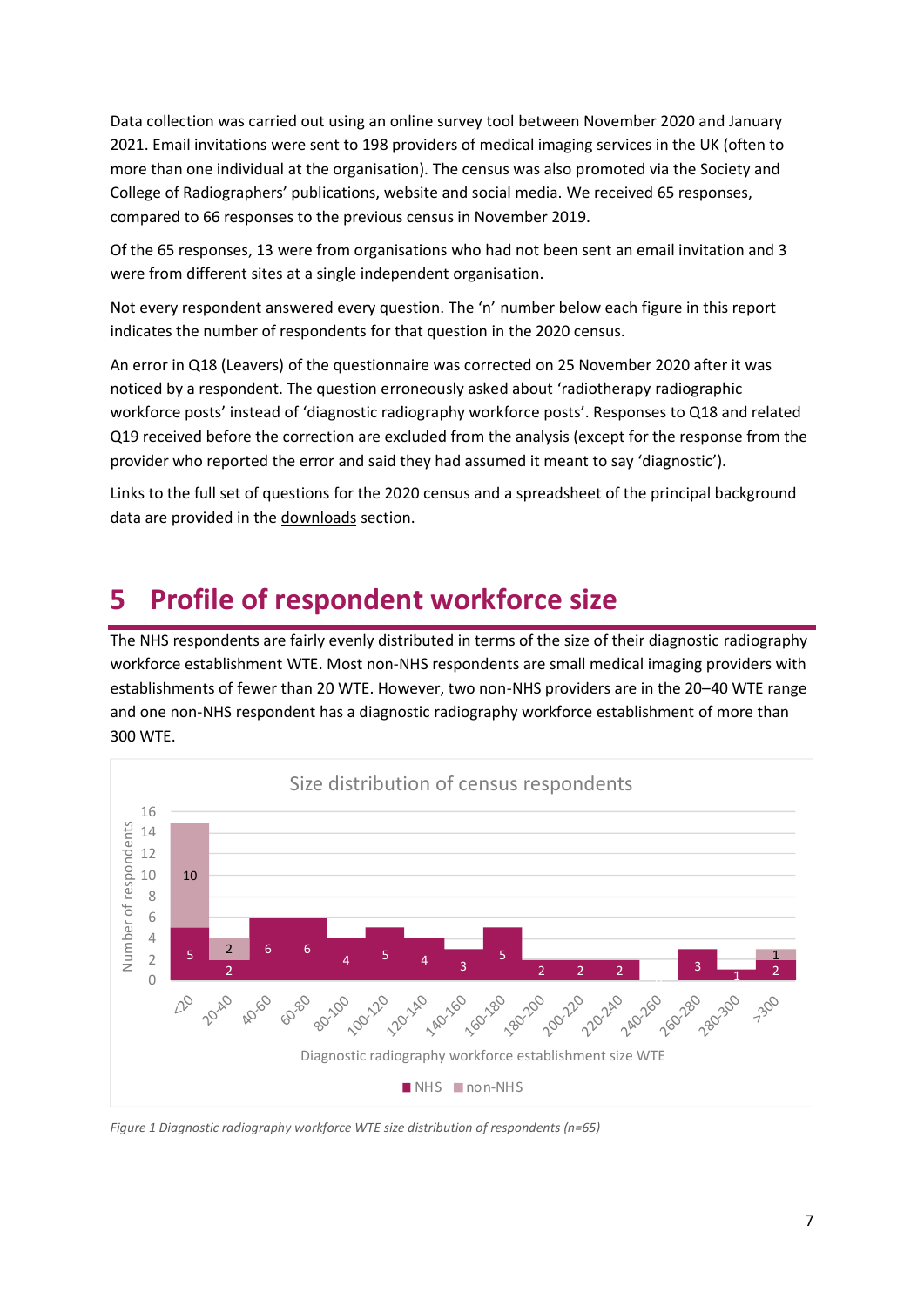Data collection was carried out using an online survey tool between November 2020 and January 2021. Email invitations were sent to 198 providers of medical imaging services in the UK (often to more than one individual at the organisation). The census was also promoted via the Society and College of Radiographers' publications, website and social media. We received 65 responses, compared to 66 responses to the previous census in November 2019.

Of the 65 responses, 13 were from organisations who had not been sent an email invitation and 3 were from different sites at a single independent organisation.

Not every respondent answered every question. The 'n' number below each figure in this report indicates the number of respondents for that question in the 2020 census.

An error in Q18 (Leavers) of the questionnaire was corrected on 25 November 2020 after it was noticed by a respondent. The question erroneously asked about 'radiotherapy radiographic workforce posts' instead of 'diagnostic radiography workforce posts'. Responses to Q18 and related Q19 received before the correction are excluded from the analysis (except for the response from the provider who reported the error and said they had assumed it meant to say 'diagnostic').

Links to the full set of questions for the 2020 census and a spreadsheet of the principal background data are provided in the downloads section.

# 5 Profile of respondent workforce size

The NHS respondents are fairly evenly distributed in terms of the size of their diagnostic radiography workforce establishment WTE. Most non-NHS respondents are small medical imaging providers with establishments of fewer than 20 WTE. However, two non-NHS providers are in the 20–40 WTE range and one non-NHS respondent has a diagnostic radiography workforce establishment of more than 300 WTE.

**Size distribution of census respondents**

| Diagnostic radiography workforce establishment size WTE | NHS | non-NHS |
|---|---|---|
| <20 | 5 | 10 |
| 20-40 | 2 | 2 |
| 40-60 | 6 | |
| 60-80 | 6 | |
| 80-100 | 4 | |
| 100-120 | 5 | |
| 120-140 | 4 | |
| 140-160 | 3 | |
| 160-180 | 5 | |
| 180-200 | 2 | |
| 200-220 | 2 | |
| 220-240 | 2 | |
| 240-260 | | |
| 260-280 | 3 | |
| 280-300 | 1 | |
| >300 | 2 | 1 |

*Figure 1 Diagnostic radiography workforce WTE size distribution of respondents (n=65)*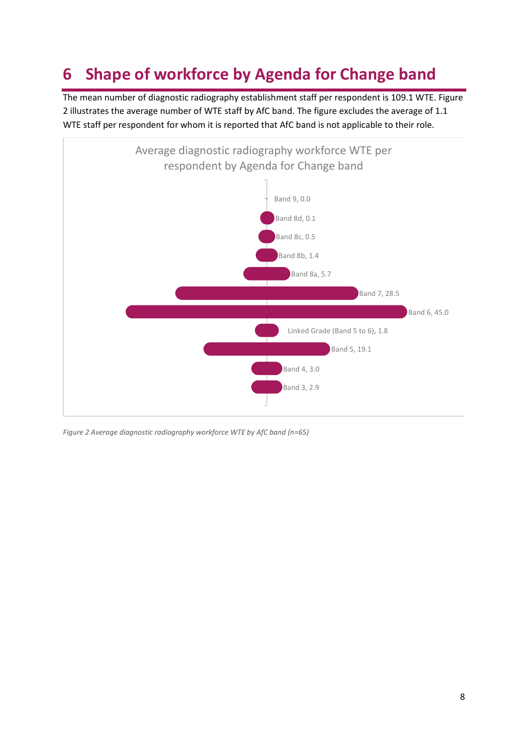# 6 Shape of workforce by Agenda for Change band

The mean number of diagnostic radiography establishment staff per respondent is 109.1 WTE. Figure 2 illustrates the average number of WTE staff by AfC band. The figure excludes the average of 1.1 WTE staff per respondent for whom it is reported that AfC band is not applicable to their role.

Average diagnostic radiography workforce WTE per respondent by Agenda for Change band

| Band | WTE |
|---|---|
| Band 9 | 0.0 |
| Band 8d | 0.1 |
| Band 8c | 0.5 |
| Band 8b | 1.4 |
| Band 8a | 5.7 |
| Band 7 | 28.5 |
| Band 6 | 45.0 |
| Linked Grade (Band 5 to 6) | 1.8 |
| Band 5 | 19.1 |
| Band 4 | 3.0 |
| Band 3 | 2.9 |

*Figure 2 Average diagnostic radiography workforce WTE by AfC band (n=65)*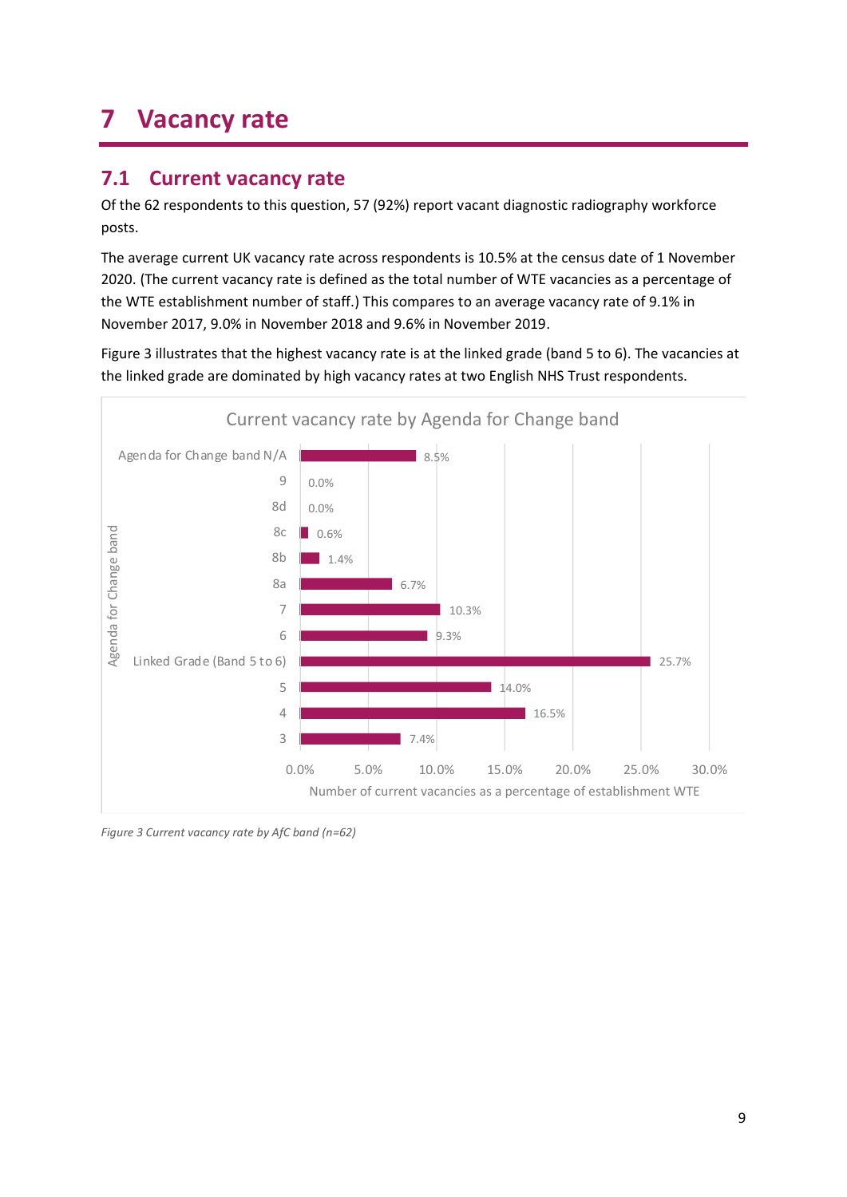# 7 Vacancy rate

## 7.1 Current vacancy rate

Of the 62 respondents to this question, 57 (92%) report vacant diagnostic radiography workforce posts.

The average current UK vacancy rate across respondents is 10.5% at the census date of 1 November 2020. (The current vacancy rate is defined as the total number of WTE vacancies as a percentage of the WTE establishment number of staff.) This compares to an average vacancy rate of 9.1% in November 2017, 9.0% in November 2018 and 9.6% in November 2019.

Figure 3 illustrates that the highest vacancy rate is at the linked grade (band 5 to 6). The vacancies at the linked grade are dominated by high vacancy rates at two English NHS Trust respondents.

**Current vacancy rate by Agenda for Change band**

| Agenda for Change band | Number of current vacancies as a percentage of establishment WTE |
|---|---|
| Agenda for Change band N/A | 8.5% |
| 9 | 0.0% |
| 8d | 0.0% |
| 8c | 0.6% |
| 8b | 1.4% |
| 8a | 6.7% |
| 7 | 10.3% |
| 6 | 9.3% |
| Linked Grade (Band 5 to 6) | 25.7% |
| 5 | 14.0% |
| 4 | 16.5% |
| 3 | 7.4% |

*Figure 3 Current vacancy rate by AfC band (n=62)*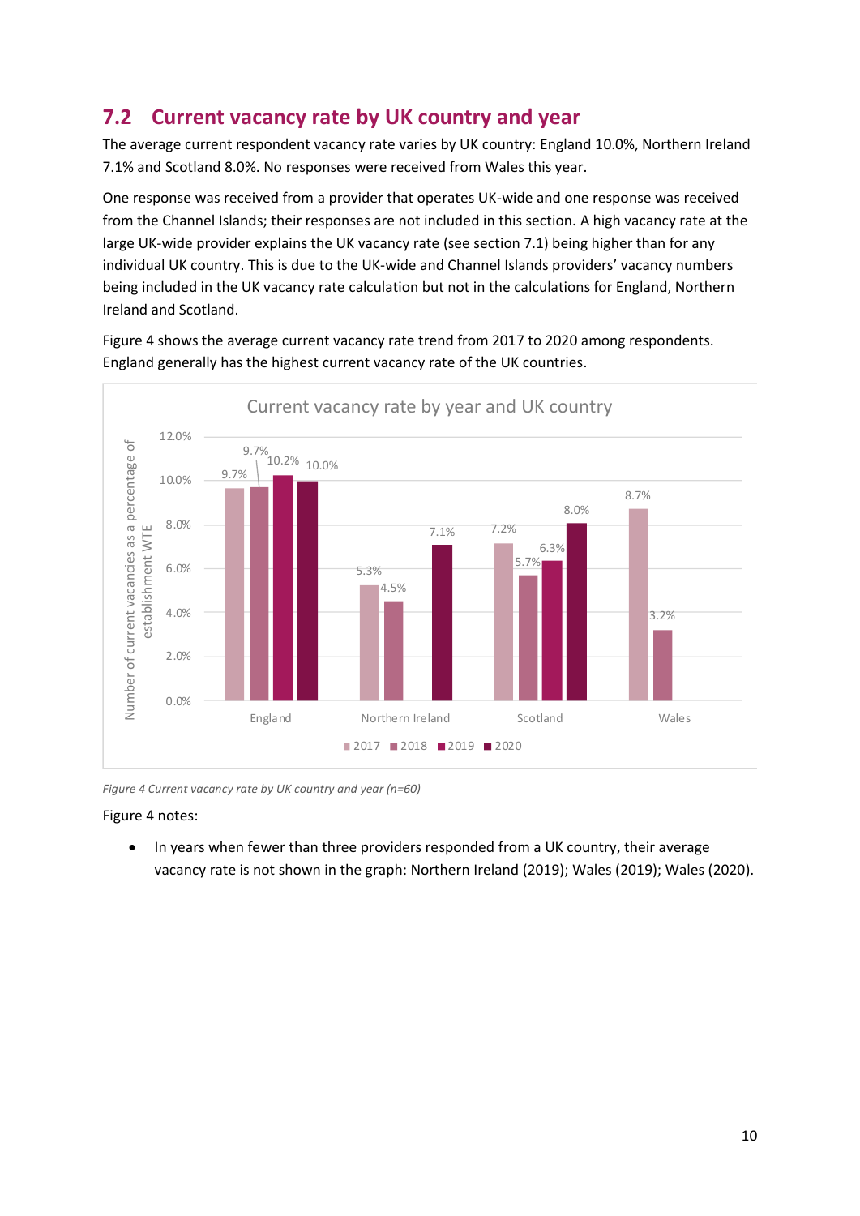## 7.2 Current vacancy rate by UK country and year

The average current respondent vacancy rate varies by UK country: England 10.0%, Northern Ireland 7.1% and Scotland 8.0%. No responses were received from Wales this year.

One response was received from a provider that operates UK-wide and one response was received from the Channel Islands; their responses are not included in this section. A high vacancy rate at the large UK-wide provider explains the UK vacancy rate (see section 7.1) being higher than for any individual UK country. This is due to the UK-wide and Channel Islands providers' vacancy numbers being included in the UK vacancy rate calculation but not in the calculations for England, Northern Ireland and Scotland.

Figure 4 shows the average current vacancy rate trend from 2017 to 2020 among respondents. England generally has the highest current vacancy rate of the UK countries.

*Figure 4 Current vacancy rate by UK country and year (n=60)*

Figure 4 notes:

- In years when fewer than three providers responded from a UK country, their average vacancy rate is not shown in the graph: Northern Ireland (2019); Wales (2019); Wales (2020).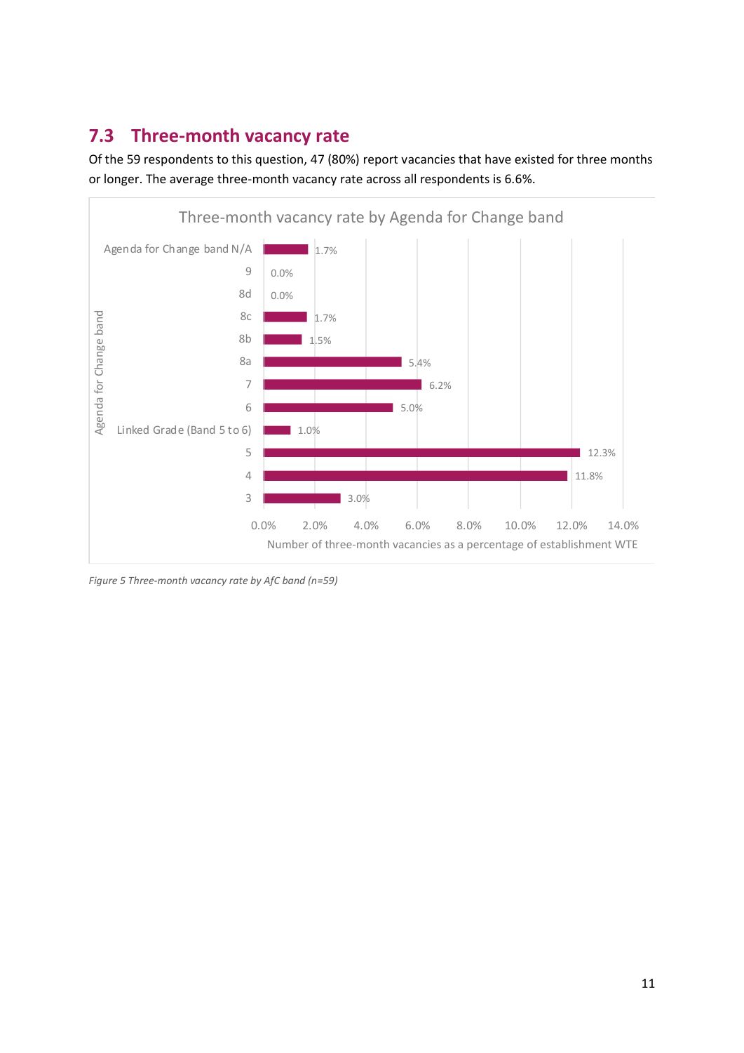## 7.3 Three-month vacancy rate

Of the 59 respondents to this question, 47 (80%) report vacancies that have existed for three months or longer. The average three-month vacancy rate across all respondents is 6.6%.

**Three-month vacancy rate by Agenda for Change band**

| Agenda for Change band | Number of three-month vacancies as a percentage of establishment WTE |
|---|---|
| Agenda for Change band N/A | 1.7% |
| 9 | 0.0% |
| 8d | 0.0% |
| 8c | 1.7% |
| 8b | 1.5% |
| 8a | 5.4% |
| 7 | 6.2% |
| 6 | 5.0% |
| Linked Grade (Band 5 to 6) | 1.0% |
| 5 | 12.3% |
| 4 | 11.8% |
| 3 | 3.0% |

*Figure 5 Three-month vacancy rate by AfC band (n=59)*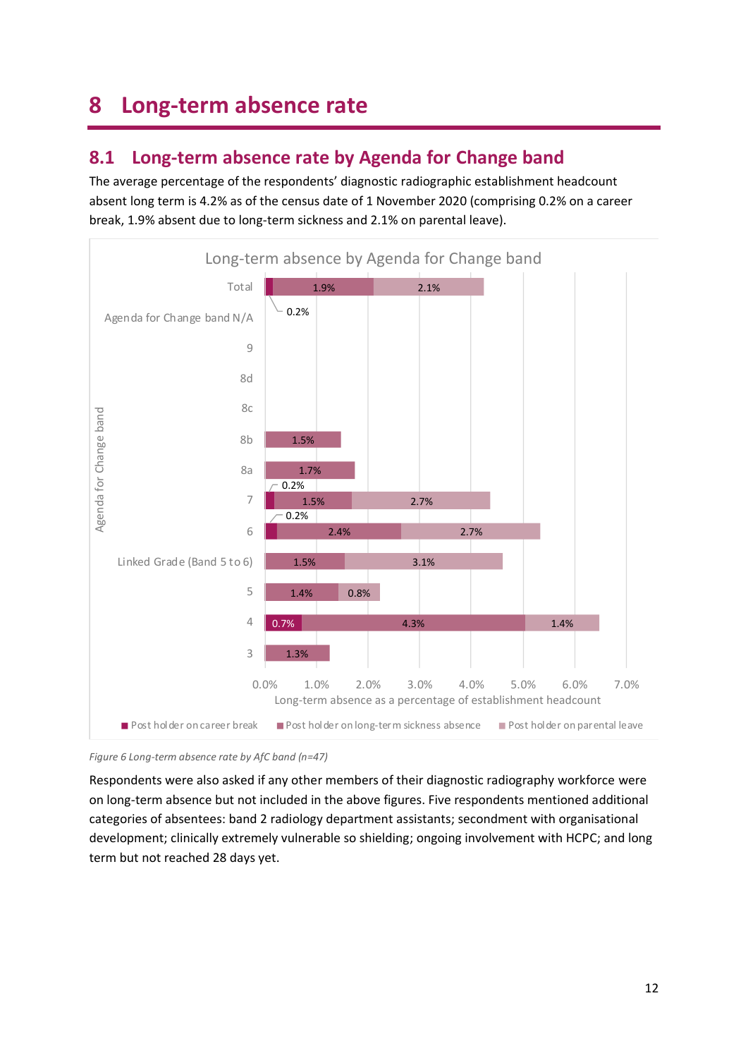# 8 Long-term absence rate

## 8.1 Long-term absence rate by Agenda for Change band

The average percentage of the respondents' diagnostic radiographic establishment headcount absent long term is 4.2% as of the census date of 1 November 2020 (comprising 0.2% on a career break, 1.9% absent due to long-term sickness and 2.1% on parental leave).

| Agenda for Change band | Post holder on career break | Post holder on long-term sickness absence | Post holder on parental leave |
|---|---|---|---|
| Total | 0.2% | 1.9% | 2.1% |
| Agenda for Change band N/A | | | |
| 9 | | | |
| 8d | | | |
| 8c | | | |
| 8b | | 1.5% | |
| 8a | | 1.7% | |
| 7 | 0.2% | 1.5% | 2.7% |
| 6 | 0.2% | 2.4% | 2.7% |
| Linked Grade (Band 5 to 6) | | 1.5% | 3.1% |
| 5 | | 1.4% | 0.8% |
| 4 | 0.7% | 4.3% | 1.4% |
| 3 | | 1.3% | |

*Figure 6 Long-term absence rate by AfC band (n=47)*

Respondents were also asked if any other members of their diagnostic radiography workforce were on long-term absence but not included in the above figures. Five respondents mentioned additional categories of absentees: band 2 radiology department assistants; secondment with organisational development; clinically extremely vulnerable so shielding; ongoing involvement with HCPC; and long term but not reached 28 days yet.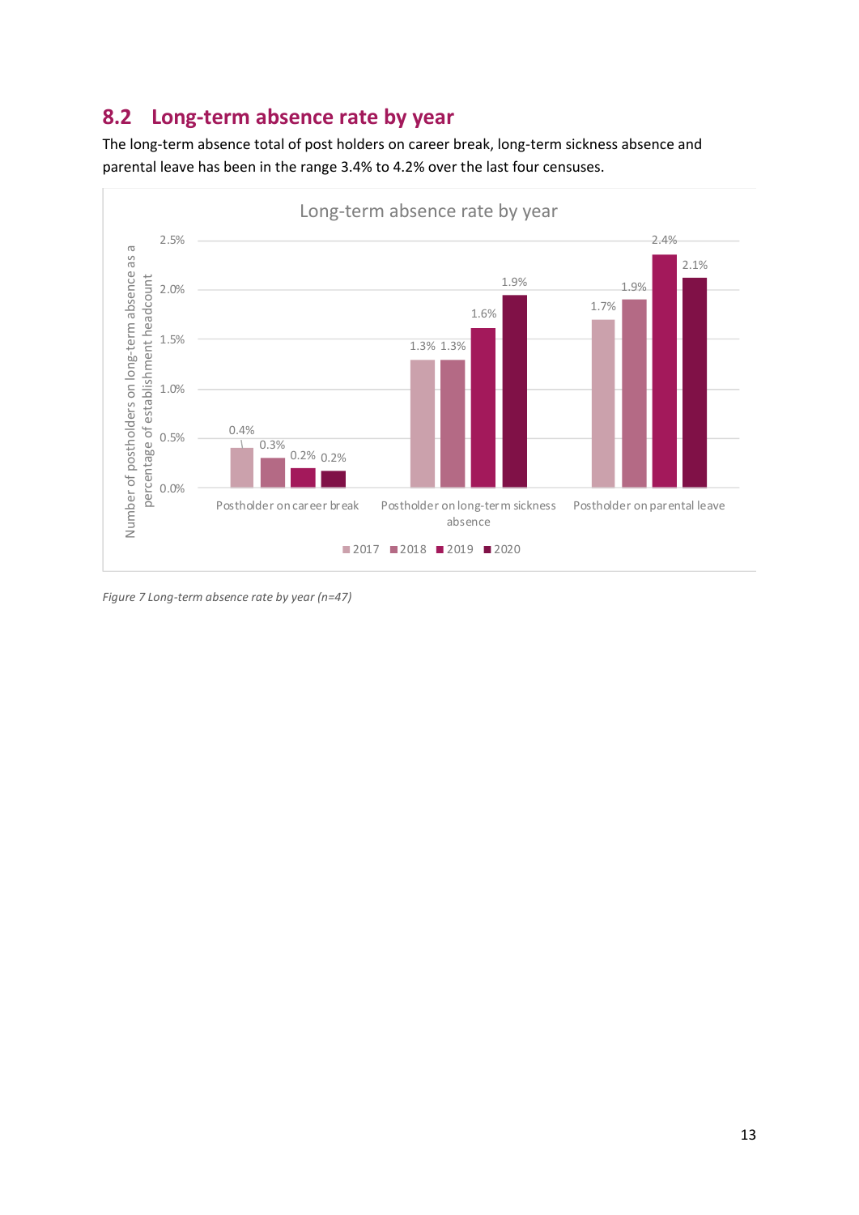## 8.2 Long-term absence rate by year

The long-term absence total of post holders on career break, long-term sickness absence and parental leave has been in the range 3.4% to 4.2% over the last four censuses.

| | 2017 | 2018 | 2019 | 2020 |
|---|---|---|---|---|
| Postholder on career break | 0.4% | 0.3% | 0.2% | 0.2% |
| Postholder on long-term sickness absence | 1.3% | 1.3% | 1.6% | 1.9% |
| Postholder on parental leave | 1.7% | 1.9% | 2.4% | 2.1% |

*Figure 7 Long-term absence rate by year (n=47)*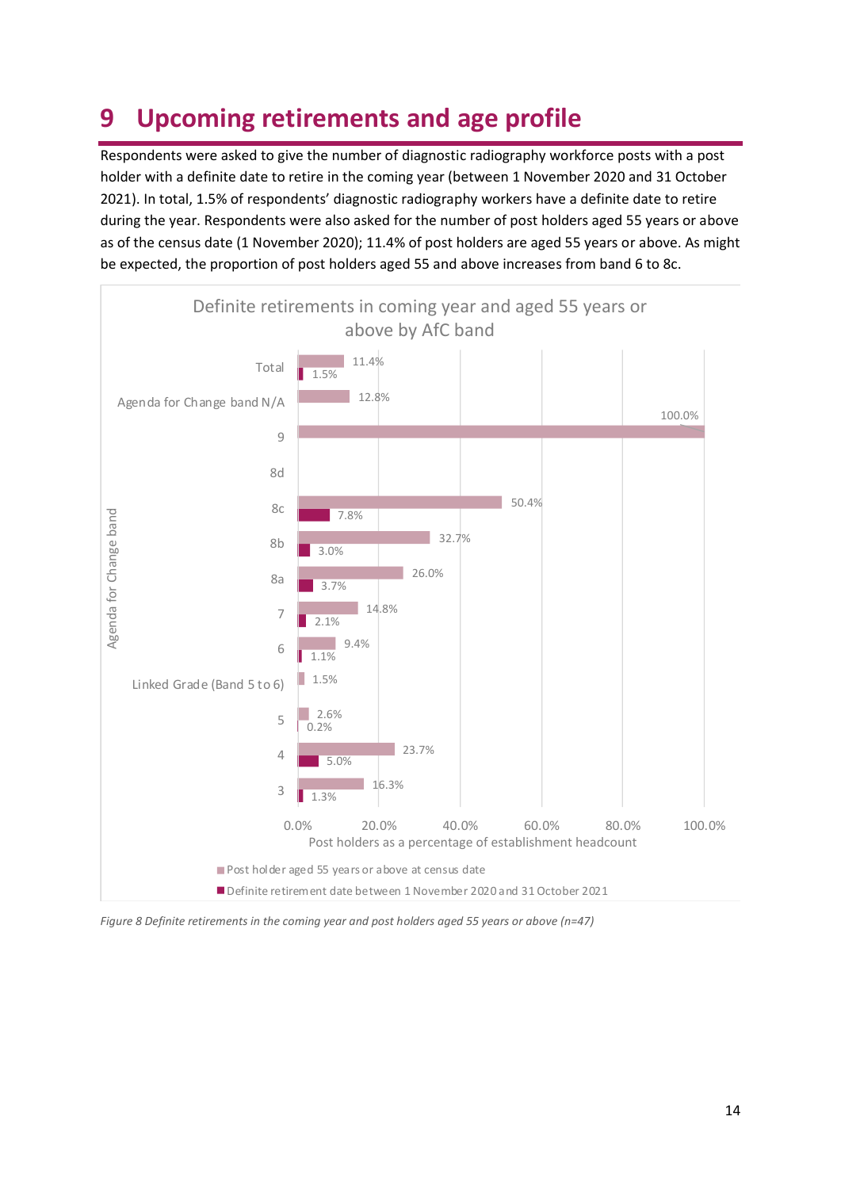# 9 Upcoming retirements and age profile

Respondents were asked to give the number of diagnostic radiography workforce posts with a post holder with a definite date to retire in the coming year (between 1 November 2020 and 31 October 2021). In total, 1.5% of respondents' diagnostic radiography workers have a definite date to retire during the year. Respondents were also asked for the number of post holders aged 55 years or above as of the census date (1 November 2020); 11.4% of post holders are aged 55 years or above. As might be expected, the proportion of post holders aged 55 and above increases from band 6 to 8c.

**Definite retirements in coming year and aged 55 years or above by AfC band**

| Agenda for Change band | Post holder aged 55 years or above at census date | Definite retirement date between 1 November 2020 and 31 October 2021 |
|---|---|---|
| Total | 11.4% | 1.5% |
| Agenda for Change band N/A | 12.8% | |
| 9 | 100.0% | |
| 8d | | |
| 8c | 50.4% | 7.8% |
| 8b | 32.7% | 3.0% |
| 8a | 26.0% | 3.7% |
| 7 | 14.8% | 2.1% |
| 6 | 9.4% | 1.1% |
| Linked Grade (Band 5 to 6) | 1.5% | |
| 5 | 2.6% | 0.2% |
| 4 | 23.7% | 5.0% |
| 3 | 16.3% | 1.3% |

Post holders as a percentage of establishment headcount

*Figure 8 Definite retirements in the coming year and post holders aged 55 years or above (n=47)*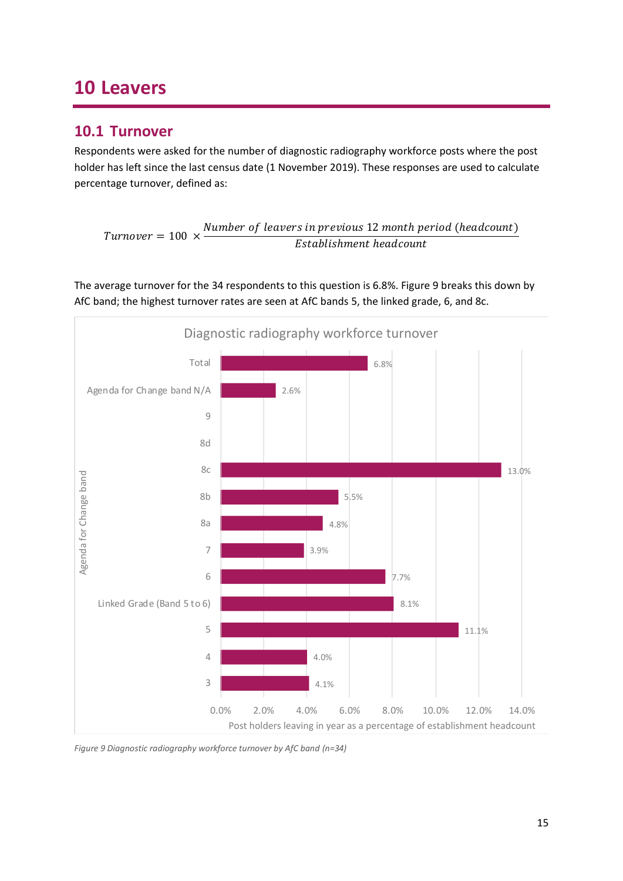# 10 Leavers

## 10.1 Turnover

Respondents were asked for the number of diagnostic radiography workforce posts where the post holder has left since the last census date (1 November 2019). These responses are used to calculate percentage turnover, defined as:

$$Turnover = 100 \times \frac{Number\ of\ leavers\ in\ previous\ 12\ month\ period\ (headcount)}{Establishment\ headcount}$$

The average turnover for the 34 respondents to this question is 6.8%. Figure 9 breaks this down by AfC band; the highest turnover rates are seen at AfC bands 5, the linked grade, 6, and 8c.

Diagnostic radiography workforce turnover

| Agenda for Change band | Post holders leaving in year as a percentage of establishment headcount |
|---|---|
| Total | 6.8% |
| Agenda for Change band N/A | 2.6% |
| 9 | |
| 8d | |
| 8c | 13.0% |
| 8b | 5.5% |
| 8a | 4.8% |
| 7 | 3.9% |
| 6 | 7.7% |
| Linked Grade (Band 5 to 6) | 8.1% |
| 5 | 11.1% |
| 4 | 4.0% |
| 3 | 4.1% |

*Figure 9 Diagnostic radiography workforce turnover by AfC band (n=34)*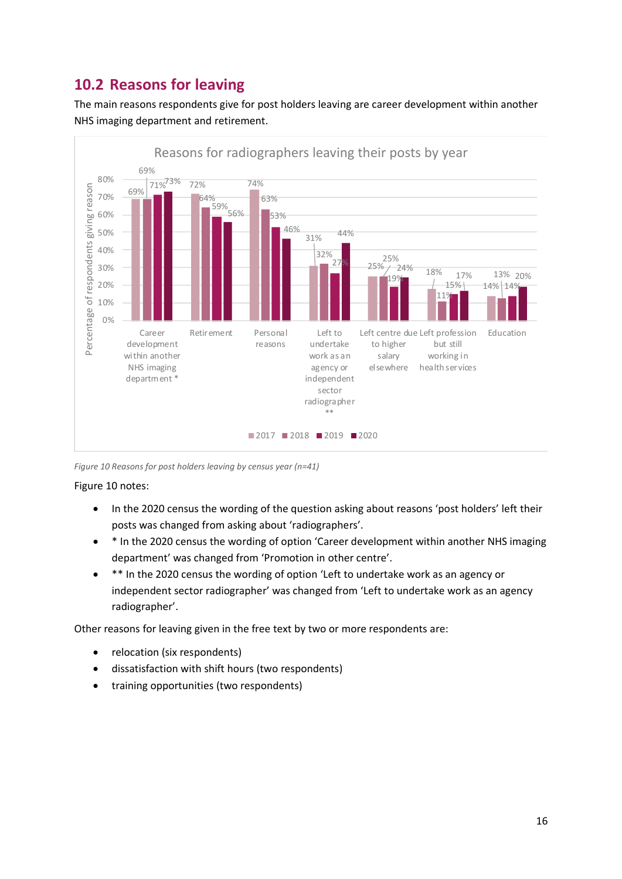## 10.2 Reasons for leaving

The main reasons respondents give for post holders leaving are career development within another NHS imaging department and retirement.

**Reasons for radiographers leaving their posts by year**

| Reason | 2017 | 2018 | 2019 | 2020 |
|---|---|---|---|---|
| Career development within another NHS imaging department * | 69% | 69% | 71% | 73% |
| Retirement | 72% | 64% | 59% | 56% |
| Personal reasons | 74% | 63% | 53% | 46% |
| Left to undertake work as an agency or independent sector radiographer ** | 31% | 32% | 27% | 44% |
| Left centre due to higher salary elsewhere | 25% | 25% | 19% | 24% |
| Left profession but still working in health services | 18% | 11% | 15% | 17% |
| Education | 14% | 13% | 14% | 20% |

*Figure 10 Reasons for post holders leaving by census year (n=41)*

Figure 10 notes:

- In the 2020 census the wording of the question asking about reasons 'post holders' left their posts was changed from asking about 'radiographers'.
- * In the 2020 census the wording of option 'Career development within another NHS imaging department' was changed from 'Promotion in other centre'.
- ** In the 2020 census the wording of option 'Left to undertake work as an agency or independent sector radiographer' was changed from 'Left to undertake work as an agency radiographer'.

Other reasons for leaving given in the free text by two or more respondents are:

- relocation (six respondents)
- dissatisfaction with shift hours (two respondents)
- training opportunities (two respondents)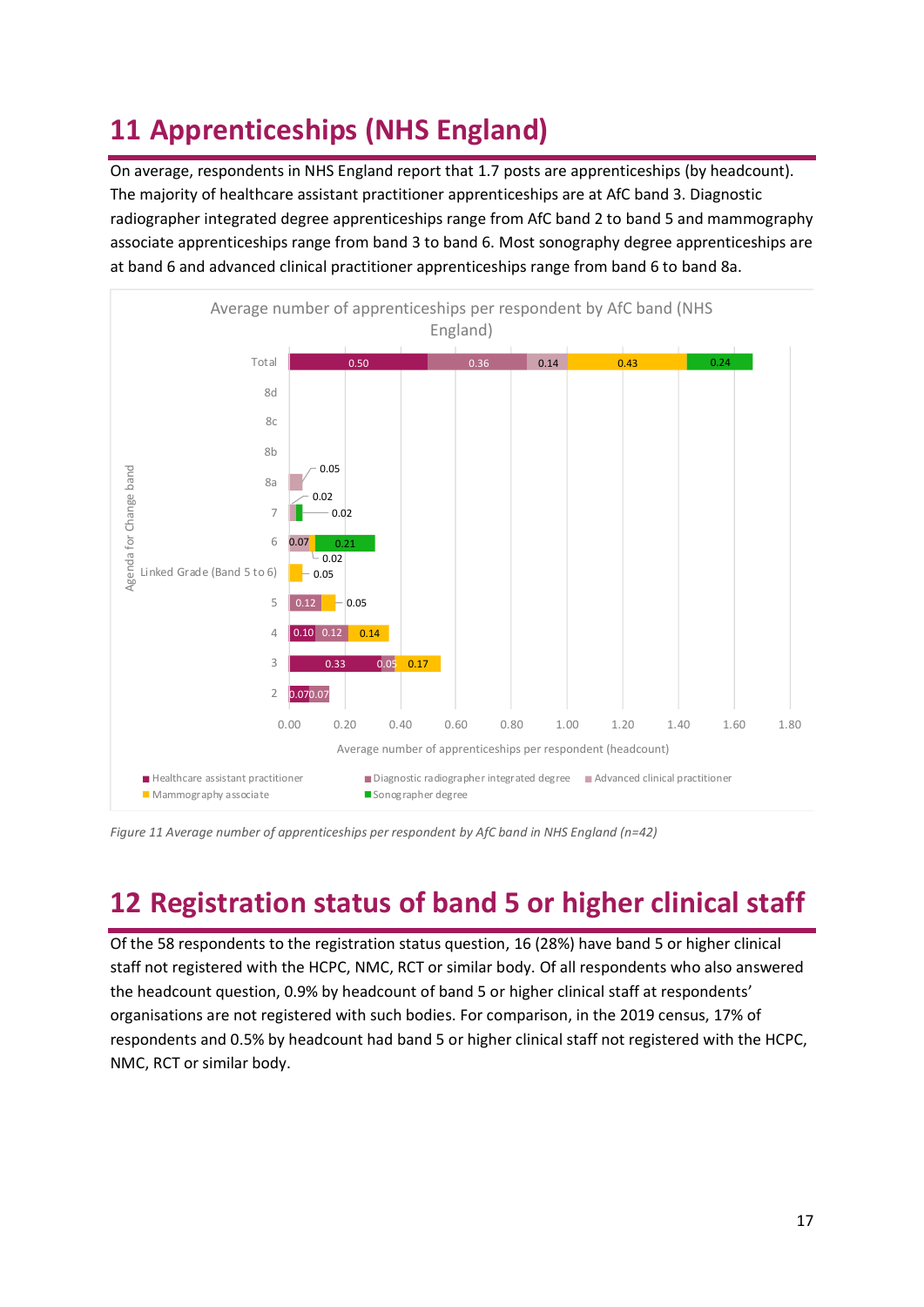# 11 Apprenticeships (NHS England)

On average, respondents in NHS England report that 1.7 posts are apprenticeships (by headcount). The majority of healthcare assistant practitioner apprenticeships are at AfC band 3. Diagnostic radiographer integrated degree apprenticeships range from AfC band 2 to band 5 and mammography associate apprenticeships range from band 3 to band 6. Most sonography degree apprenticeships are at band 6 and advanced clinical practitioner apprenticeships range from band 6 to band 8a.

**Average number of apprenticeships per respondent by AfC band (NHS England)**

| Agenda for Change band | Healthcare assistant practitioner | Diagnostic radiographer integrated degree | Advanced clinical practitioner | Mammography associate | Sonographer degree |
|---|---|---|---|---|---|
| Total | 0.50 | 0.36 | 0.14 | 0.43 | 0.24 |
| 8d | | | | | |
| 8c | | | | | |
| 8b | | | | | |
| 8a | | | 0.05 | | |
| 7 | | | 0.02 | | 0.02 |
| 6 | | | 0.07 | 0.02 | 0.21 |
| Linked Grade (Band 5 to 6) | | | | 0.05 | |
| 5 | | 0.12 | | 0.05 | |
| 4 | 0.10 | 0.12 | | 0.14 | |
| 3 | 0.33 | 0.05 | | 0.17 | |
| 2 | 0.07 | 0.07 | | | |

Average number of apprenticeships per respondent (headcount)

*Figure 11 Average number of apprenticeships per respondent by AfC band in NHS England (n=42)*

# 12 Registration status of band 5 or higher clinical staff

Of the 58 respondents to the registration status question, 16 (28%) have band 5 or higher clinical staff not registered with the HCPC, NMC, RCT or similar body. Of all respondents who also answered the headcount question, 0.9% by headcount of band 5 or higher clinical staff at respondents' organisations are not registered with such bodies. For comparison, in the 2019 census, 17% of respondents and 0.5% by headcount had band 5 or higher clinical staff not registered with the HCPC, NMC, RCT or similar body.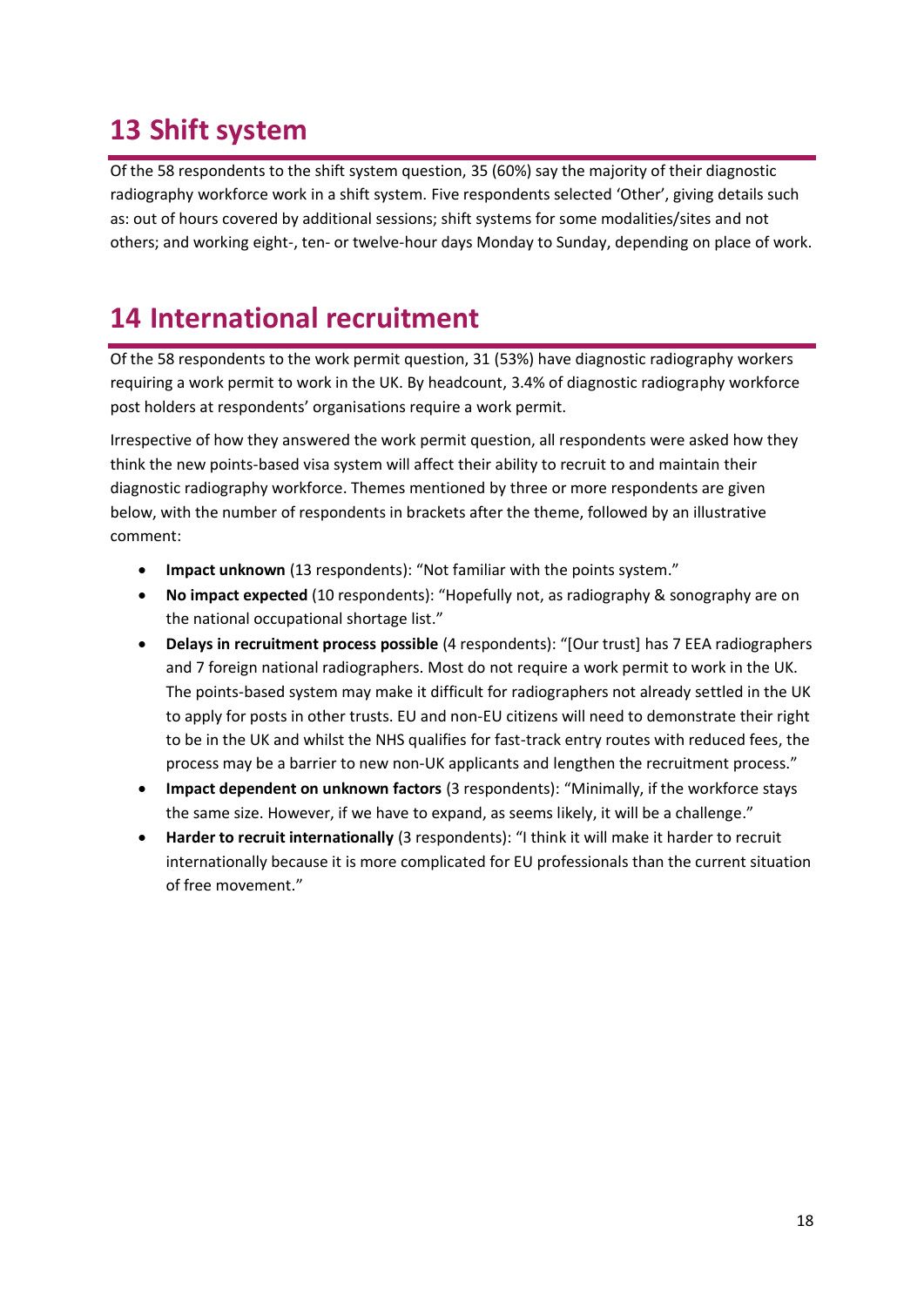## 13 Shift system

Of the 58 respondents to the shift system question, 35 (60%) say the majority of their diagnostic radiography workforce work in a shift system. Five respondents selected 'Other', giving details such as: out of hours covered by additional sessions; shift systems for some modalities/sites and not others; and working eight-, ten- or twelve-hour days Monday to Sunday, depending on place of work.

## 14 International recruitment

Of the 58 respondents to the work permit question, 31 (53%) have diagnostic radiography workers requiring a work permit to work in the UK. By headcount, 3.4% of diagnostic radiography workforce post holders at respondents' organisations require a work permit.

Irrespective of how they answered the work permit question, all respondents were asked how they think the new points-based visa system will affect their ability to recruit to and maintain their diagnostic radiography workforce. Themes mentioned by three or more respondents are given below, with the number of respondents in brackets after the theme, followed by an illustrative comment:

- **Impact unknown** (13 respondents): "Not familiar with the points system."
- **No impact expected** (10 respondents): "Hopefully not, as radiography & sonography are on the national occupational shortage list."
- **Delays in recruitment process possible** (4 respondents): "[Our trust] has 7 EEA radiographers and 7 foreign national radiographers. Most do not require a work permit to work in the UK. The points-based system may make it difficult for radiographers not already settled in the UK to apply for posts in other trusts. EU and non-EU citizens will need to demonstrate their right to be in the UK and whilst the NHS qualifies for fast-track entry routes with reduced fees, the process may be a barrier to new non-UK applicants and lengthen the recruitment process."
- **Impact dependent on unknown factors** (3 respondents): "Minimally, if the workforce stays the same size. However, if we have to expand, as seems likely, it will be a challenge."
- **Harder to recruit internationally** (3 respondents): "I think it will make it harder to recruit internationally because it is more complicated for EU professionals than the current situation of free movement."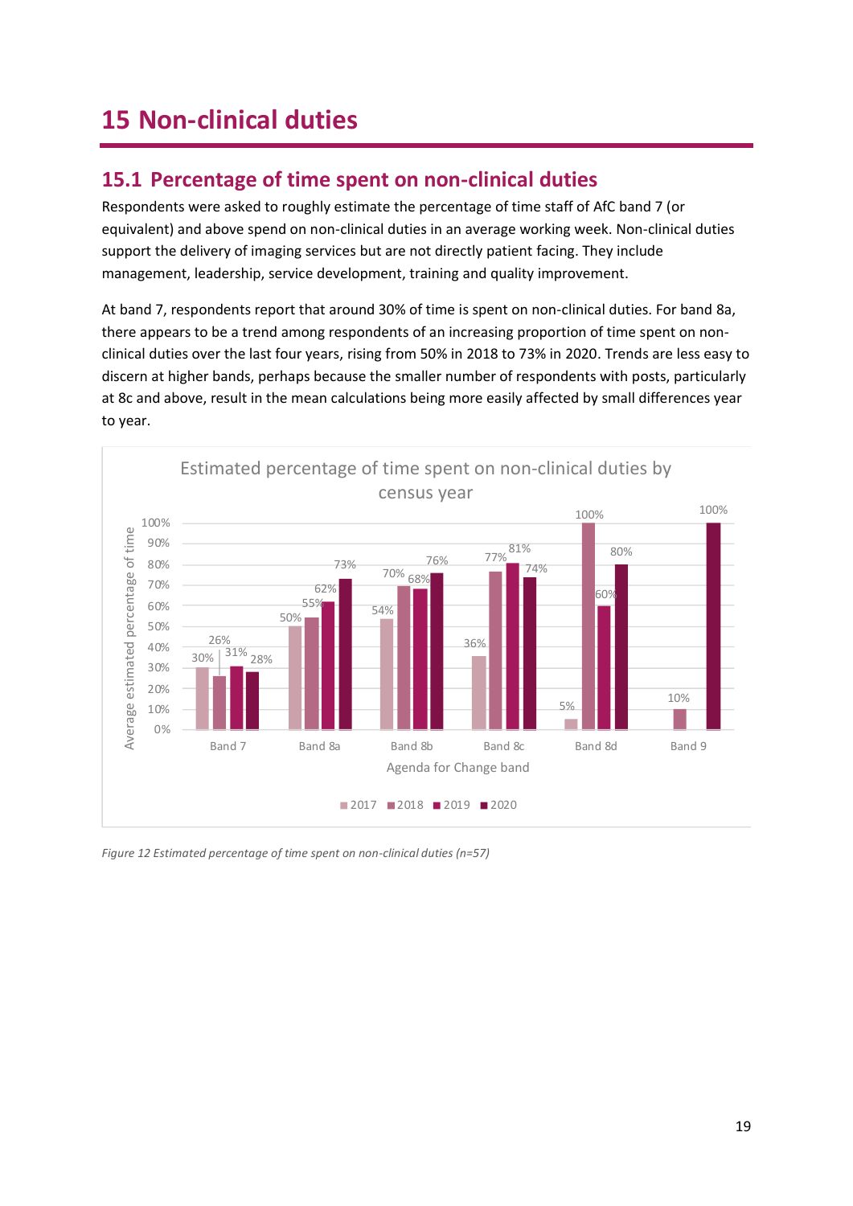# 15 Non-clinical duties

## 15.1 Percentage of time spent on non-clinical duties

Respondents were asked to roughly estimate the percentage of time staff of AfC band 7 (or equivalent) and above spend on non-clinical duties in an average working week. Non-clinical duties support the delivery of imaging services but are not directly patient facing. They include management, leadership, service development, training and quality improvement.

At band 7, respondents report that around 30% of time is spent on non-clinical duties. For band 8a, there appears to be a trend among respondents of an increasing proportion of time spent on non-clinical duties over the last four years, rising from 50% in 2018 to 73% in 2020. Trends are less easy to discern at higher bands, perhaps because the smaller number of respondents with posts, particularly at 8c and above, result in the mean calculations being more easily affected by small differences year to year.

**Estimated percentage of time spent on non-clinical duties by census year**

| Agenda for Change band | 2017 | 2018 | 2019 | 2020 |
| --- | --- | --- | --- | --- |
| Band 7 | 30% | 26% | 31% | 28% |
| Band 8a | 50% | 55% | 62% | 73% |
| Band 8b | 54% | 70% | 68% | 76% |
| Band 8c | 36% | 77% | 81% | 74% |
| Band 8d | 5% | 100% | 60% | 80% |
| Band 9 | | 10% | | 100% |

*Figure 12 Estimated percentage of time spent on non-clinical duties (n=57)*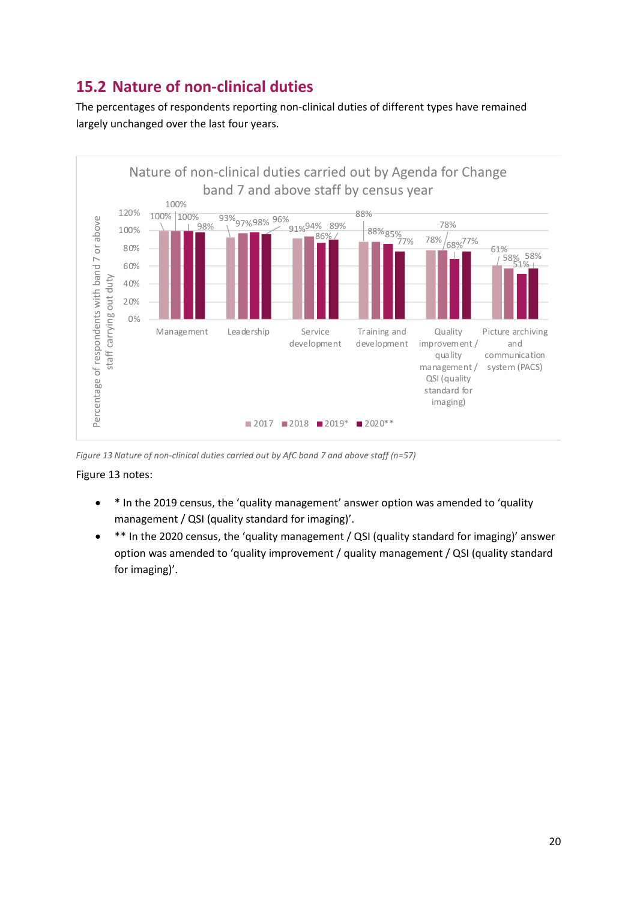## 15.2 Nature of non-clinical duties

The percentages of respondents reporting non-clinical duties of different types have remained largely unchanged over the last four years.

**Nature of non-clinical duties carried out by Agenda for Change band 7 and above staff by census year**

Percentage of respondents with band 7 or above staff carrying out duty

| Duty | 2017 | 2018 | 2019* | 2020** |
|---|---|---|---|---|
| Management | 100% | 100% | 100% | 98% |
| Leadership | 93% | 97% | 98% | 96% |
| Service development | 91% | 94% | 86% | 89% |
| Training and development | 88% | 88% | 85% | 77% |
| Quality improvement / quality management / QSI (quality standard for imaging) | 78% | 78% | 68% | 77% |
| Picture archiving and communication system (PACS) | 61% | 58% | 51% | 58% |

*Figure 13 Nature of non-clinical duties carried out by AfC band 7 and above staff (n=57)*

Figure 13 notes:

- * In the 2019 census, the 'quality management' answer option was amended to 'quality management / QSI (quality standard for imaging)'.
- ** In the 2020 census, the 'quality management / QSI (quality standard for imaging)' answer option was amended to 'quality improvement / quality management / QSI (quality standard for imaging)'.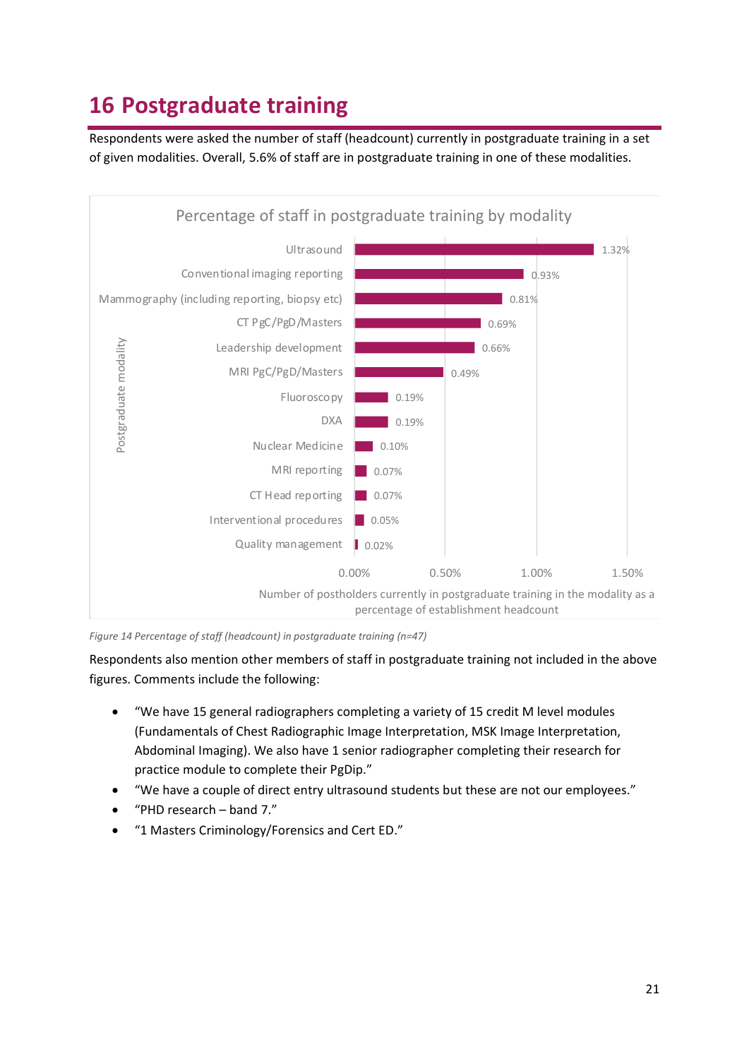# 16 Postgraduate training

Respondents were asked the number of staff (headcount) currently in postgraduate training in a set of given modalities. Overall, 5.6% of staff are in postgraduate training in one of these modalities.

**Percentage of staff in postgraduate training by modality**

| Postgraduate modality | Number of postholders currently in postgraduate training in the modality as a percentage of establishment headcount |
| --- | --- |
| Ultrasound | 1.32% |
| Conventional imaging reporting | 0.93% |
| Mammography (including reporting, biopsy etc) | 0.81% |
| CT PgC/PgD/Masters | 0.69% |
| Leadership development | 0.66% |
| MRI PgC/PgD/Masters | 0.49% |
| Fluoroscopy | 0.19% |
| DXA | 0.19% |
| Nuclear Medicine | 0.10% |
| MRI reporting | 0.07% |
| CT Head reporting | 0.07% |
| Interventional procedures | 0.05% |
| Quality management | 0.02% |

*Figure 14 Percentage of staff (headcount) in postgraduate training (n=47)*

Respondents also mention other members of staff in postgraduate training not included in the above figures. Comments include the following:

- "We have 15 general radiographers completing a variety of 15 credit M level modules (Fundamentals of Chest Radiographic Image Interpretation, MSK Image Interpretation, Abdominal Imaging). We also have 1 senior radiographer completing their research for practice module to complete their PgDip."
- "We have a couple of direct entry ultrasound students but these are not our employees."
- "PHD research – band 7."
- "1 Masters Criminology/Forensics and Cert ED."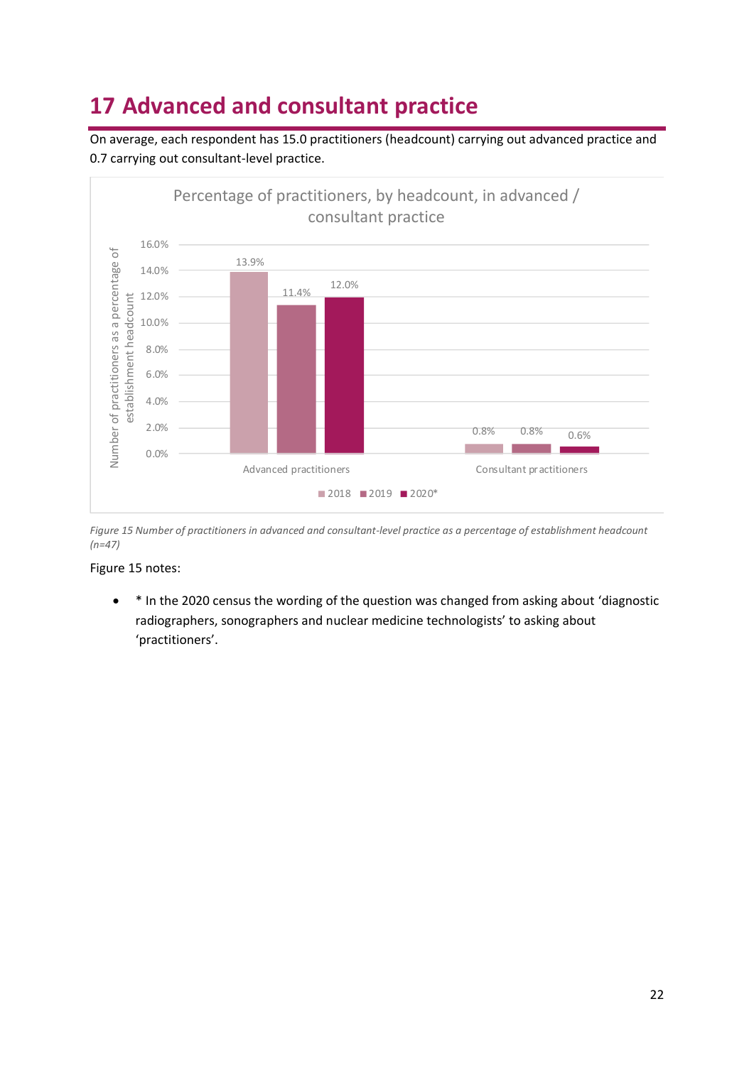# 17 Advanced and consultant practice

On average, each respondent has 15.0 practitioners (headcount) carrying out advanced practice and 0.7 carrying out consultant-level practice.

Percentage of practitioners, by headcount, in advanced / consultant practice

| | 2018 | 2019 | 2020* |
|---|---|---|---|
| Advanced practitioners | 13.9% | 11.4% | 12.0% |
| Consultant practitioners | 0.8% | 0.8% | 0.6% |

*Figure 15 Number of practitioners in advanced and consultant-level practice as a percentage of establishment headcount (n=47)*

Figure 15 notes:

- \* In the 2020 census the wording of the question was changed from asking about 'diagnostic radiographers, sonographers and nuclear medicine technologists' to asking about 'practitioners'.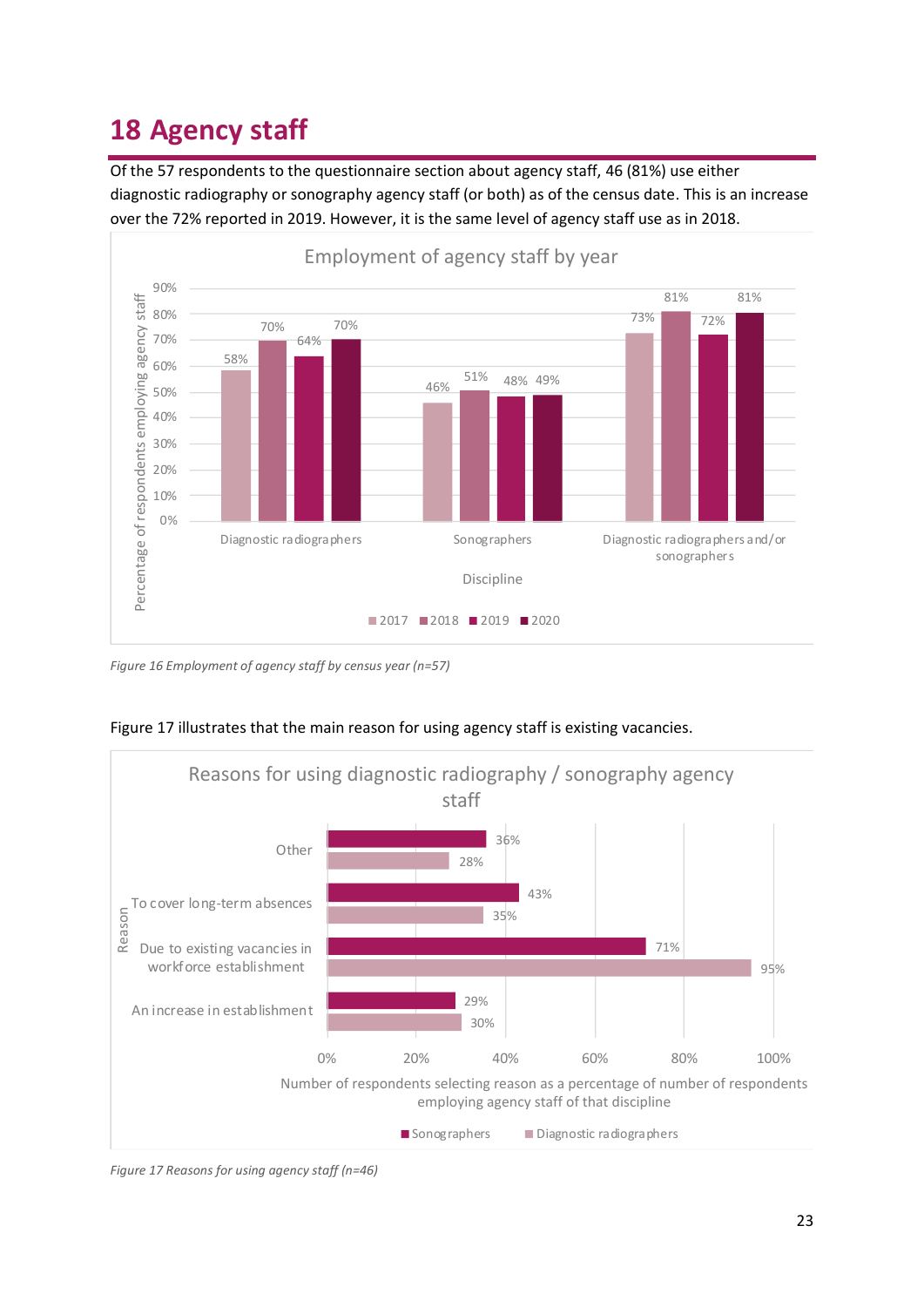# 18 Agency staff

Of the 57 respondents to the questionnaire section about agency staff, 46 (81%) use either diagnostic radiography or sonography agency staff (or both) as of the census date. This is an increase over the 72% reported in 2019. However, it is the same level of agency staff use as in 2018.

**Employment of agency staff by year**

Percentage of respondents employing agency staff, by discipline:

| Discipline | 2017 | 2018 | 2019 | 2020 |
|---|---|---|---|---|
| Diagnostic radiographers | 58% | 70% | 64% | 70% |
| Sonographers | 46% | 51% | 48% | 49% |
| Diagnostic radiographers and/or sonographers | 73% | 81% | 72% | 81% |

*Figure 16 Employment of agency staff by census year (n=57)*

Figure 17 illustrates that the main reason for using agency staff is existing vacancies.

**Reasons for using diagnostic radiography / sonography agency staff**

Number of respondents selecting reason as a percentage of number of respondents employing agency staff of that discipline:

| Reason | Sonographers | Diagnostic radiographers |
|---|---|---|
| Other | 36% | 28% |
| To cover long-term absences | 43% | 35% |
| Due to existing vacancies in workforce establishment | 71% | 95% |
| An increase in establishment | 29% | 30% |

*Figure 17 Reasons for using agency staff (n=46)*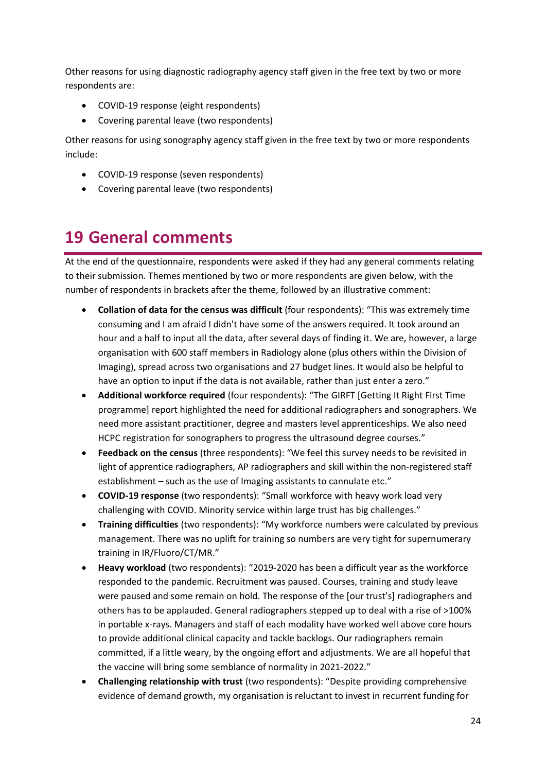Other reasons for using diagnostic radiography agency staff given in the free text by two or more respondents are:

- COVID-19 response (eight respondents)
- Covering parental leave (two respondents)

Other reasons for using sonography agency staff given in the free text by two or more respondents include:

- COVID-19 response (seven respondents)
- Covering parental leave (two respondents)

# 19 General comments

At the end of the questionnaire, respondents were asked if they had any general comments relating to their submission. Themes mentioned by two or more respondents are given below, with the number of respondents in brackets after the theme, followed by an illustrative comment:

- **Collation of data for the census was difficult** (four respondents): "This was extremely time consuming and I am afraid I didn't have some of the answers required. It took around an hour and a half to input all the data, after several days of finding it. We are, however, a large organisation with 600 staff members in Radiology alone (plus others within the Division of Imaging), spread across two organisations and 27 budget lines. It would also be helpful to have an option to input if the data is not available, rather than just enter a zero."
- **Additional workforce required** (four respondents): "The GIRFT [Getting It Right First Time programme] report highlighted the need for additional radiographers and sonographers. We need more assistant practitioner, degree and masters level apprenticeships. We also need HCPC registration for sonographers to progress the ultrasound degree courses."
- **Feedback on the census** (three respondents): "We feel this survey needs to be revisited in light of apprentice radiographers, AP radiographers and skill within the non-registered staff establishment – such as the use of Imaging assistants to cannulate etc."
- **COVID-19 response** (two respondents): "Small workforce with heavy work load very challenging with COVID. Minority service within large trust has big challenges."
- **Training difficulties** (two respondents): "My workforce numbers were calculated by previous management. There was no uplift for training so numbers are very tight for supernumerary training in IR/Fluoro/CT/MR."
- **Heavy workload** (two respondents): "2019-2020 has been a difficult year as the workforce responded to the pandemic. Recruitment was paused. Courses, training and study leave were paused and some remain on hold. The response of the [our trust's] radiographers and others has to be applauded. General radiographers stepped up to deal with a rise of >100% in portable x-rays. Managers and staff of each modality have worked well above core hours to provide additional clinical capacity and tackle backlogs. Our radiographers remain committed, if a little weary, by the ongoing effort and adjustments. We are all hopeful that the vaccine will bring some semblance of normality in 2021-2022."
- **Challenging relationship with trust** (two respondents): "Despite providing comprehensive evidence of demand growth, my organisation is reluctant to invest in recurrent funding for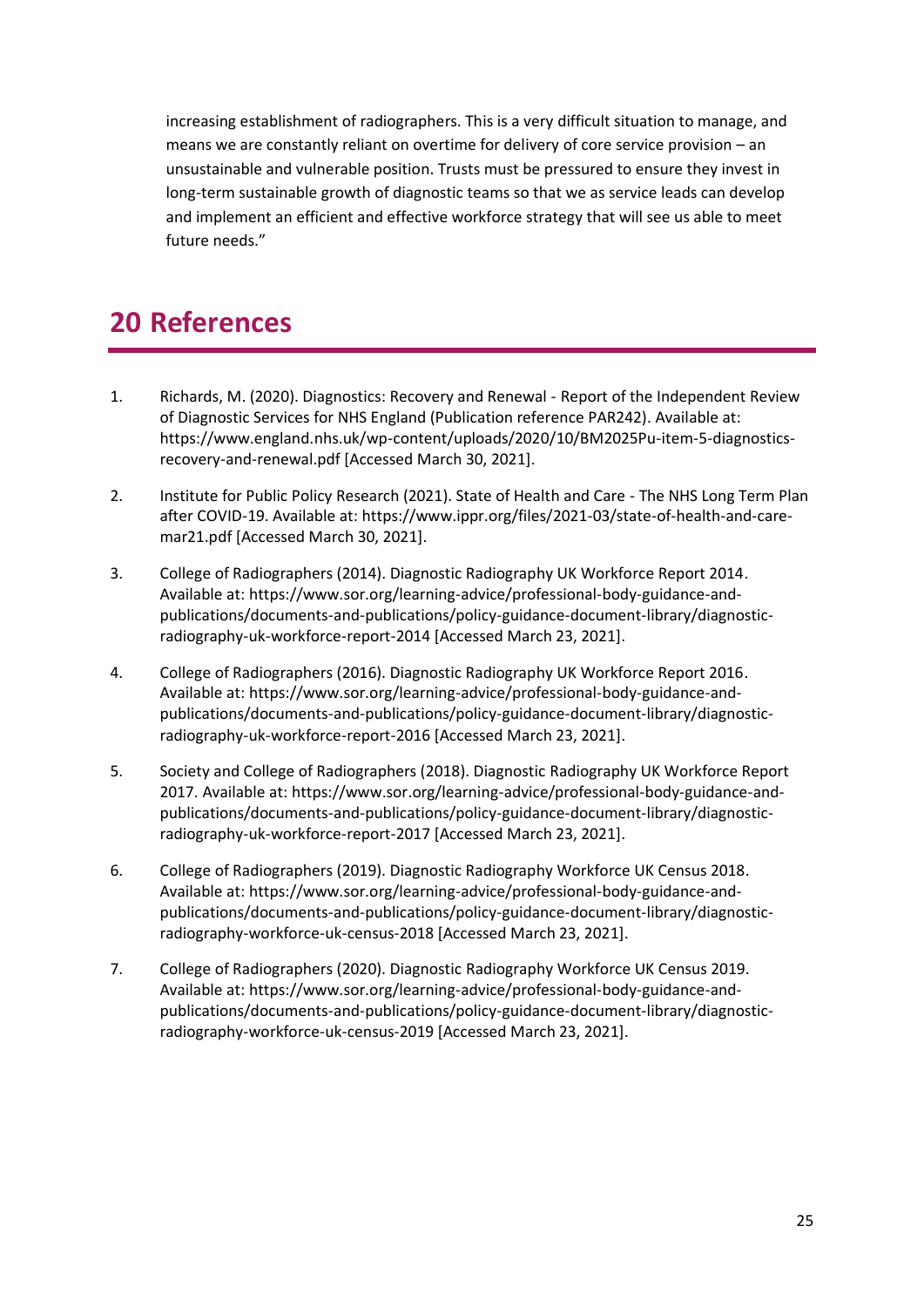increasing establishment of radiographers. This is a very difficult situation to manage, and means we are constantly reliant on overtime for delivery of core service provision – an unsustainable and vulnerable position. Trusts must be pressured to ensure they invest in long-term sustainable growth of diagnostic teams so that we as service leads can develop and implement an efficient and effective workforce strategy that will see us able to meet future needs."

# 20 References

1. Richards, M. (2020). Diagnostics: Recovery and Renewal - Report of the Independent Review of Diagnostic Services for NHS England (Publication reference PAR242). Available at: https://www.england.nhs.uk/wp-content/uploads/2020/10/BM2025Pu-item-5-diagnostics-recovery-and-renewal.pdf [Accessed March 30, 2021].

2. Institute for Public Policy Research (2021). State of Health and Care - The NHS Long Term Plan after COVID-19. Available at: https://www.ippr.org/files/2021-03/state-of-health-and-care-mar21.pdf [Accessed March 30, 2021].

3. College of Radiographers (2014). Diagnostic Radiography UK Workforce Report 2014. Available at: https://www.sor.org/learning-advice/professional-body-guidance-and-publications/documents-and-publications/policy-guidance-document-library/diagnostic-radiography-uk-workforce-report-2014 [Accessed March 23, 2021].

4. College of Radiographers (2016). Diagnostic Radiography UK Workforce Report 2016. Available at: https://www.sor.org/learning-advice/professional-body-guidance-and-publications/documents-and-publications/policy-guidance-document-library/diagnostic-radiography-uk-workforce-report-2016 [Accessed March 23, 2021].

5. Society and College of Radiographers (2018). Diagnostic Radiography UK Workforce Report 2017. Available at: https://www.sor.org/learning-advice/professional-body-guidance-and-publications/documents-and-publications/policy-guidance-document-library/diagnostic-radiography-uk-workforce-report-2017 [Accessed March 23, 2021].

6. College of Radiographers (2019). Diagnostic Radiography Workforce UK Census 2018. Available at: https://www.sor.org/learning-advice/professional-body-guidance-and-publications/documents-and-publications/policy-guidance-document-library/diagnostic-radiography-workforce-uk-census-2018 [Accessed March 23, 2021].

7. College of Radiographers (2020). Diagnostic Radiography Workforce UK Census 2019. Available at: https://www.sor.org/learning-advice/professional-body-guidance-and-publications/documents-and-publications/policy-guidance-document-library/diagnostic-radiography-workforce-uk-census-2019 [Accessed March 23, 2021].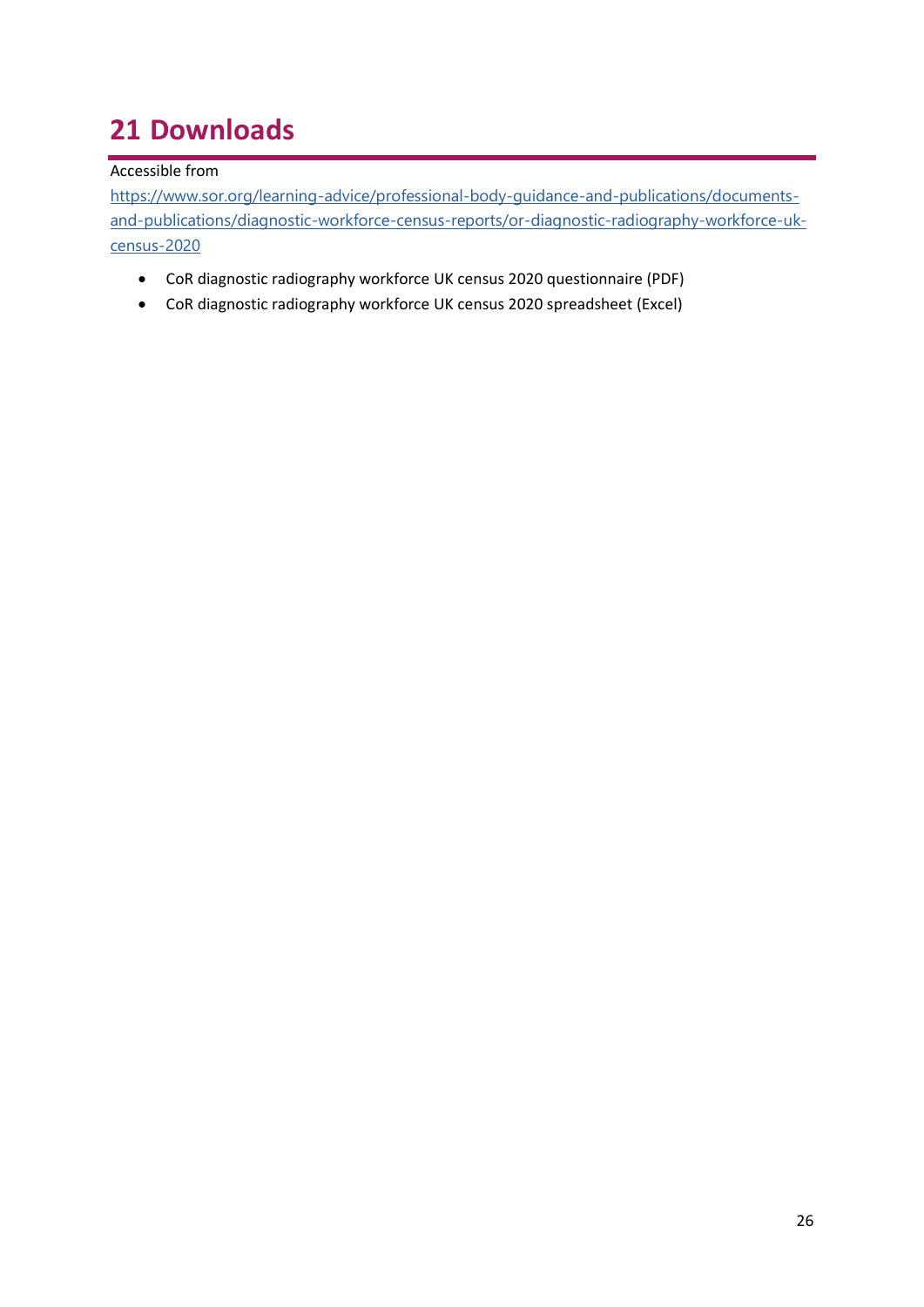# 21 Downloads

Accessible from

https://www.sor.org/learning-advice/professional-body-guidance-and-publications/documents-and-publications/diagnostic-workforce-census-reports/or-diagnostic-radiography-workforce-uk-census-2020

- CoR diagnostic radiography workforce UK census 2020 questionnaire (PDF)
- CoR diagnostic radiography workforce UK census 2020 spreadsheet (Excel)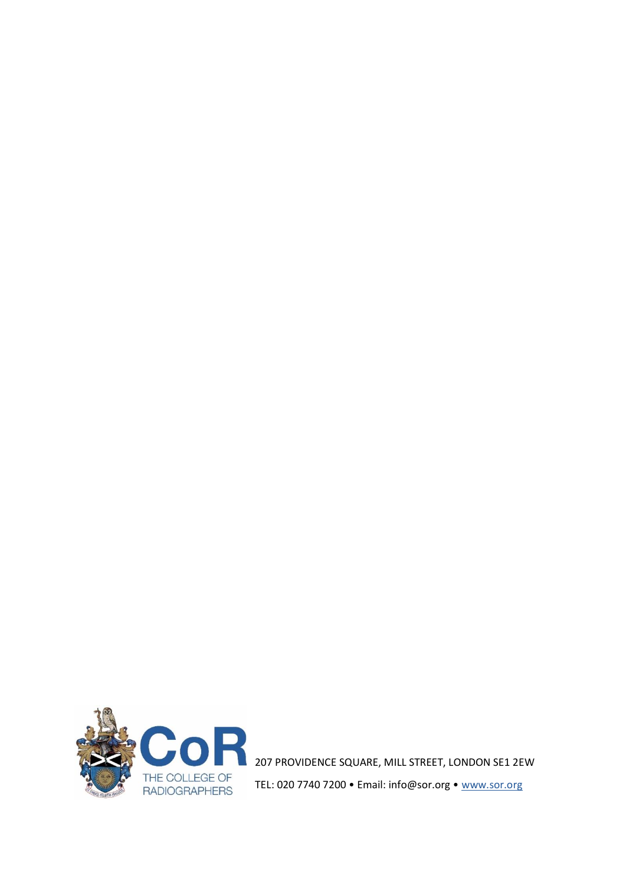CoR
THE COLLEGE OF RADIOGRAPHERS

207 PROVIDENCE SQUARE, MILL STREET, LONDON SE1 2EW

TEL: 020 7740 7200 • Email: info@sor.org • www.sor.org